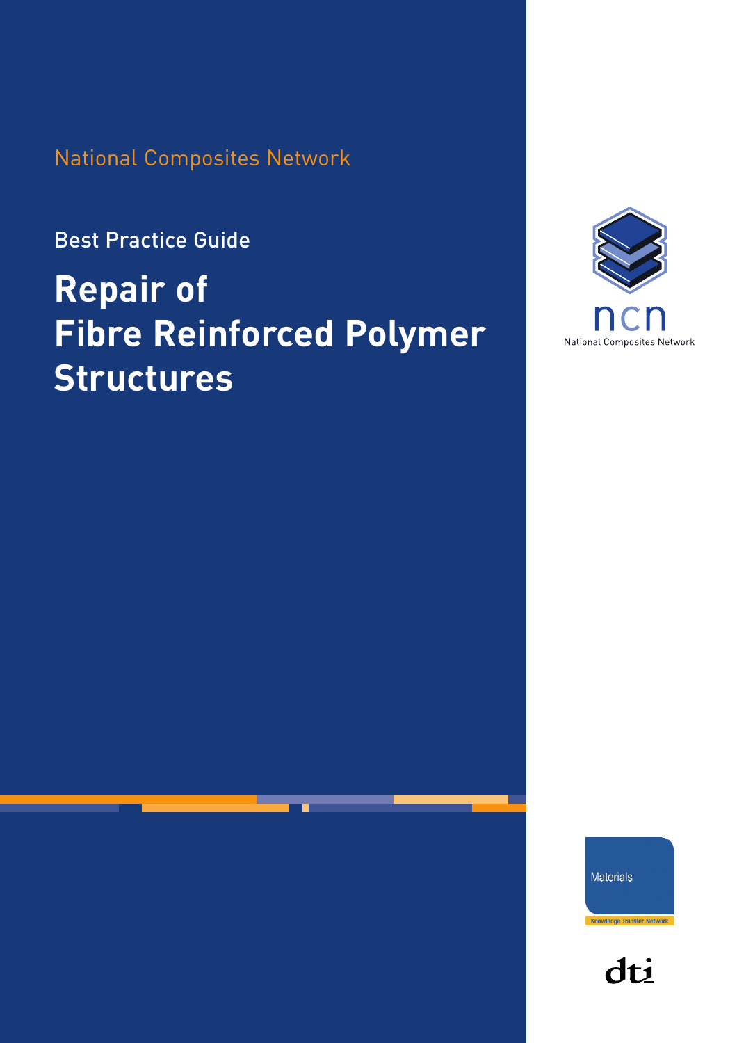National Composites Network

Best Practice Guide

# Repair of Fibre Reinforced Polymer Structures

ncn

National Composites Network

Materials

Knowledge Transfer Network

dti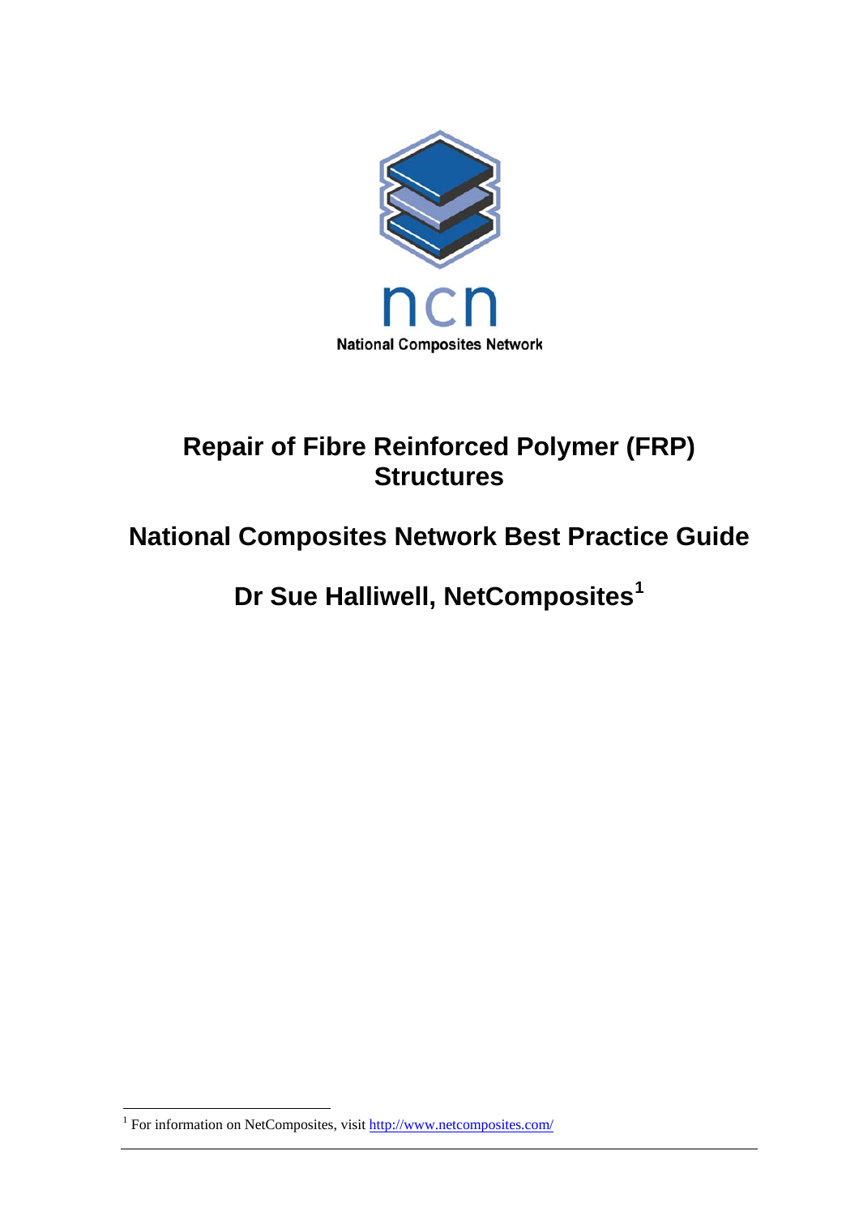ncn

National Composites Network

# Repair of Fibre Reinforced Polymer (FRP) Structures

## National Composites Network Best Practice Guide

## Dr Sue Halliwell, NetComposites[1]

[1] For information on NetComposites, visit http://www.netcomposites.com/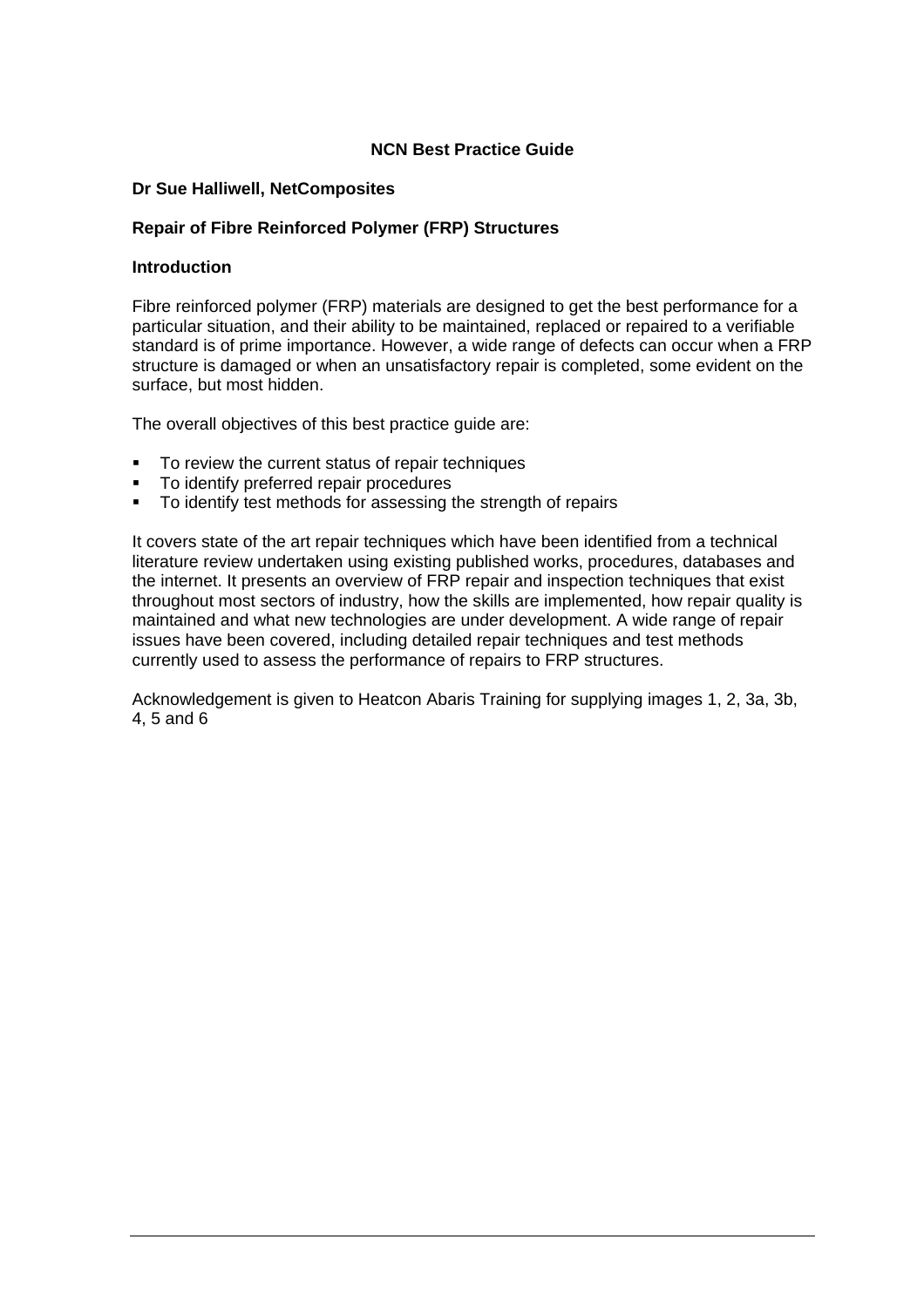# NCN Best Practice Guide

**Dr Sue Halliwell, NetComposites**

## Repair of Fibre Reinforced Polymer (FRP) Structures

### Introduction

Fibre reinforced polymer (FRP) materials are designed to get the best performance for a particular situation, and their ability to be maintained, replaced or repaired to a verifiable standard is of prime importance. However, a wide range of defects can occur when a FRP structure is damaged or when an unsatisfactory repair is completed, some evident on the surface, but most hidden.

The overall objectives of this best practice guide are:

- To review the current status of repair techniques
- To identify preferred repair procedures
- To identify test methods for assessing the strength of repairs

It covers state of the art repair techniques which have been identified from a technical literature review undertaken using existing published works, procedures, databases and the internet. It presents an overview of FRP repair and inspection techniques that exist throughout most sectors of industry, how the skills are implemented, how repair quality is maintained and what new technologies are under development. A wide range of repair issues have been covered, including detailed repair techniques and test methods currently used to assess the performance of repairs to FRP structures.

Acknowledgement is given to Heatcon Abaris Training for supplying images 1, 2, 3a, 3b, 4, 5 and 6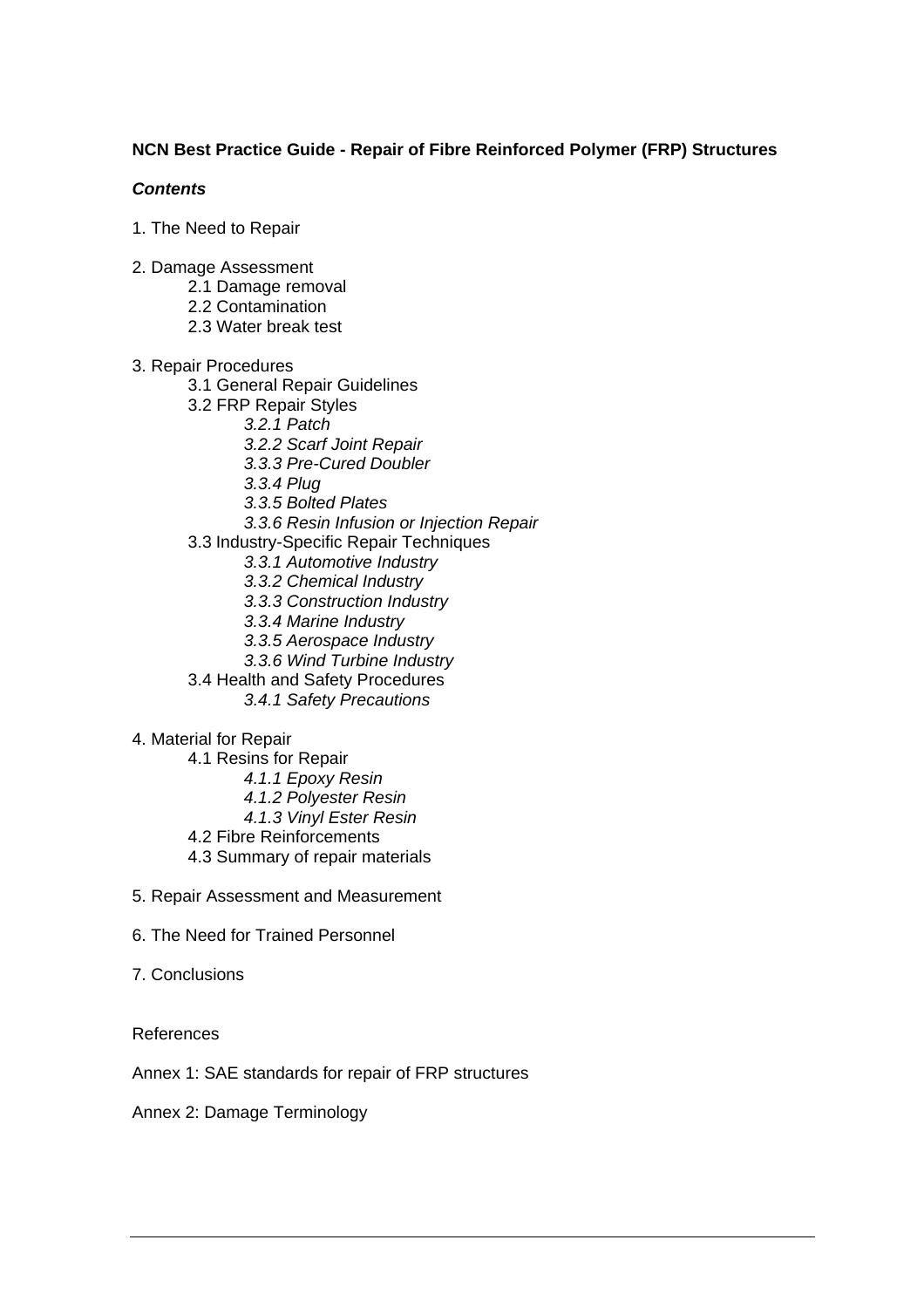**NCN Best Practice Guide - Repair of Fibre Reinforced Polymer (FRP) Structures**

***Contents***

1. The Need to Repair

2. Damage Assessment
    - 2.1 Damage removal
    - 2.2 Contamination
    - 2.3 Water break test

3. Repair Procedures
    - 3.1 General Repair Guidelines
    - 3.2 FRP Repair Styles
        - *3.2.1 Patch*
        - *3.2.2 Scarf Joint Repair*
        - *3.3.3 Pre-Cured Doubler*
        - *3.3.4 Plug*
        - *3.3.5 Bolted Plates*
        - *3.3.6 Resin Infusion or Injection Repair*
    - 3.3 Industry-Specific Repair Techniques
        - *3.3.1 Automotive Industry*
        - *3.3.2 Chemical Industry*
        - *3.3.3 Construction Industry*
        - *3.3.4 Marine Industry*
        - *3.3.5 Aerospace Industry*
        - *3.3.6 Wind Turbine Industry*
    - 3.4 Health and Safety Procedures
        - *3.4.1 Safety Precautions*

4. Material for Repair
    - 4.1 Resins for Repair
        - *4.1.1 Epoxy Resin*
        - *4.1.2 Polyester Resin*
        - *4.1.3 Vinyl Ester Resin*
    - 4.2 Fibre Reinforcements
    - 4.3 Summary of repair materials

5. Repair Assessment and Measurement

6. The Need for Trained Personnel

7. Conclusions

References

Annex 1: SAE standards for repair of FRP structures

Annex 2: Damage Terminology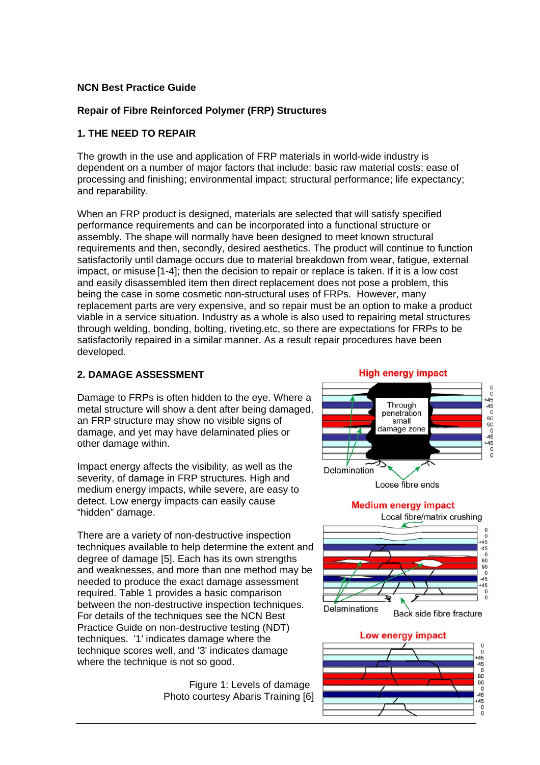**NCN Best Practice Guide**

**Repair of Fibre Reinforced Polymer (FRP) Structures**

## 1. THE NEED TO REPAIR

The growth in the use and application of FRP materials in world-wide industry is dependent on a number of major factors that include: basic raw material costs; ease of processing and finishing; environmental impact; structural performance; life expectancy; and reparability.

When an FRP product is designed, materials are selected that will satisfy specified performance requirements and can be incorporated into a functional structure or assembly. The shape will normally have been designed to meet known structural requirements and then, secondly, desired aesthetics. The product will continue to function satisfactorily until damage occurs due to material breakdown from wear, fatigue, external impact, or misuse [1-4]; then the decision to repair or replace is taken. If it is a low cost and easily disassembled item then direct replacement does not pose a problem, this being the case in some cosmetic non-structural uses of FRPs. However, many replacement parts are very expensive, and so repair must be an option to make a product viable in a service situation. Industry as a whole is also used to repairing metal structures through welding, bonding, bolting, riveting.etc, so there are expectations for FRPs to be satisfactorily repaired in a similar manner. As a result repair procedures have been developed.

## 2. DAMAGE ASSESSMENT

Damage to FRPs is often hidden to the eye. Where a metal structure will show a dent after being damaged, an FRP structure may show no visible signs of damage, and yet may have delaminated plies or other damage within.

Impact energy affects the visibility, as well as the severity, of damage in FRP structures. High and medium energy impacts, while severe, are easy to detect. Low energy impacts can easily cause "hidden" damage.

There are a variety of non-destructive inspection techniques available to help determine the extent and degree of damage [5]. Each has its own strengths and weaknesses, and more than one method may be needed to produce the exact damage assessment required. Table 1 provides a basic comparison between the non-destructive inspection techniques. For details of the techniques see the NCN Best Practice Guide on non-destructive testing (NDT) techniques. '1' indicates damage where the technique scores well, and '3' indicates damage where the technique is not so good.

Figure 1: Levels of damage
Photo courtesy Abaris Training [6]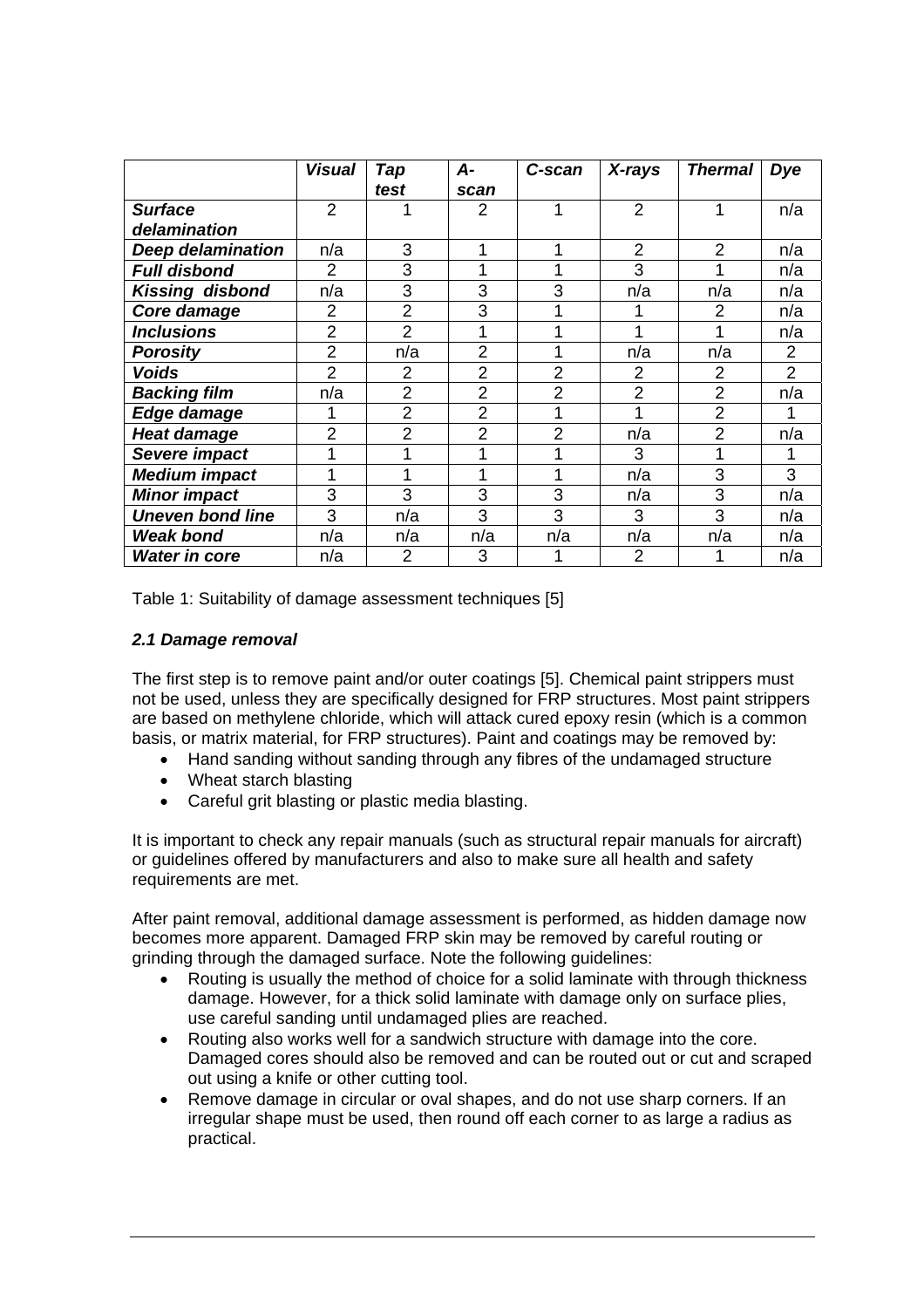| | *Visual* | *Tap test* | *A-scan* | *C-scan* | *X-rays* | *Thermal* | *Dye* |
|---|---|---|---|---|---|---|---|
| ***Surface delamination*** | 2 | 1 | 2 | 1 | 2 | 1 | n/a |
| ***Deep delamination*** | n/a | 3 | 1 | 1 | 2 | 2 | n/a |
| ***Full disbond*** | 2 | 3 | 1 | 1 | 3 | 1 | n/a |
| ***Kissing disbond*** | n/a | 3 | 3 | 3 | n/a | n/a | n/a |
| ***Core damage*** | 2 | 2 | 3 | 1 | 1 | 2 | n/a |
| ***Inclusions*** | 2 | 2 | 1 | 1 | 1 | 1 | n/a |
| ***Porosity*** | 2 | n/a | 2 | 1 | n/a | n/a | 2 |
| ***Voids*** | 2 | 2 | 2 | 2 | 2 | 2 | 2 |
| ***Backing film*** | n/a | 2 | 2 | 2 | 2 | 2 | n/a |
| ***Edge damage*** | 1 | 2 | 2 | 1 | 1 | 2 | 1 |
| ***Heat damage*** | 2 | 2 | 2 | 2 | n/a | 2 | n/a |
| ***Severe impact*** | 1 | 1 | 1 | 1 | 3 | 1 | 1 |
| ***Medium impact*** | 1 | 1 | 1 | 1 | n/a | 3 | 3 |
| ***Minor impact*** | 3 | 3 | 3 | 3 | n/a | 3 | n/a |
| ***Uneven bond line*** | 3 | n/a | 3 | 3 | 3 | 3 | n/a |
| ***Weak bond*** | n/a | n/a | n/a | n/a | n/a | n/a | n/a |
| ***Water in core*** | n/a | 2 | 3 | 1 | 2 | 1 | n/a |

Table 1: Suitability of damage assessment techniques [5]

### *2.1 Damage removal*

The first step is to remove paint and/or outer coatings [5]. Chemical paint strippers must not be used, unless they are specifically designed for FRP structures. Most paint strippers are based on methylene chloride, which will attack cured epoxy resin (which is a common basis, or matrix material, for FRP structures). Paint and coatings may be removed by:

- Hand sanding without sanding through any fibres of the undamaged structure
- Wheat starch blasting
- Careful grit blasting or plastic media blasting.

It is important to check any repair manuals (such as structural repair manuals for aircraft) or guidelines offered by manufacturers and also to make sure all health and safety requirements are met.

After paint removal, additional damage assessment is performed, as hidden damage now becomes more apparent. Damaged FRP skin may be removed by careful routing or grinding through the damaged surface. Note the following guidelines:

- Routing is usually the method of choice for a solid laminate with through thickness damage. However, for a thick solid laminate with damage only on surface plies, use careful sanding until undamaged plies are reached.
- Routing also works well for a sandwich structure with damage into the core. Damaged cores should also be removed and can be routed out or cut and scraped out using a knife or other cutting tool.
- Remove damage in circular or oval shapes, and do not use sharp corners. If an irregular shape must be used, then round off each corner to as large a radius as practical.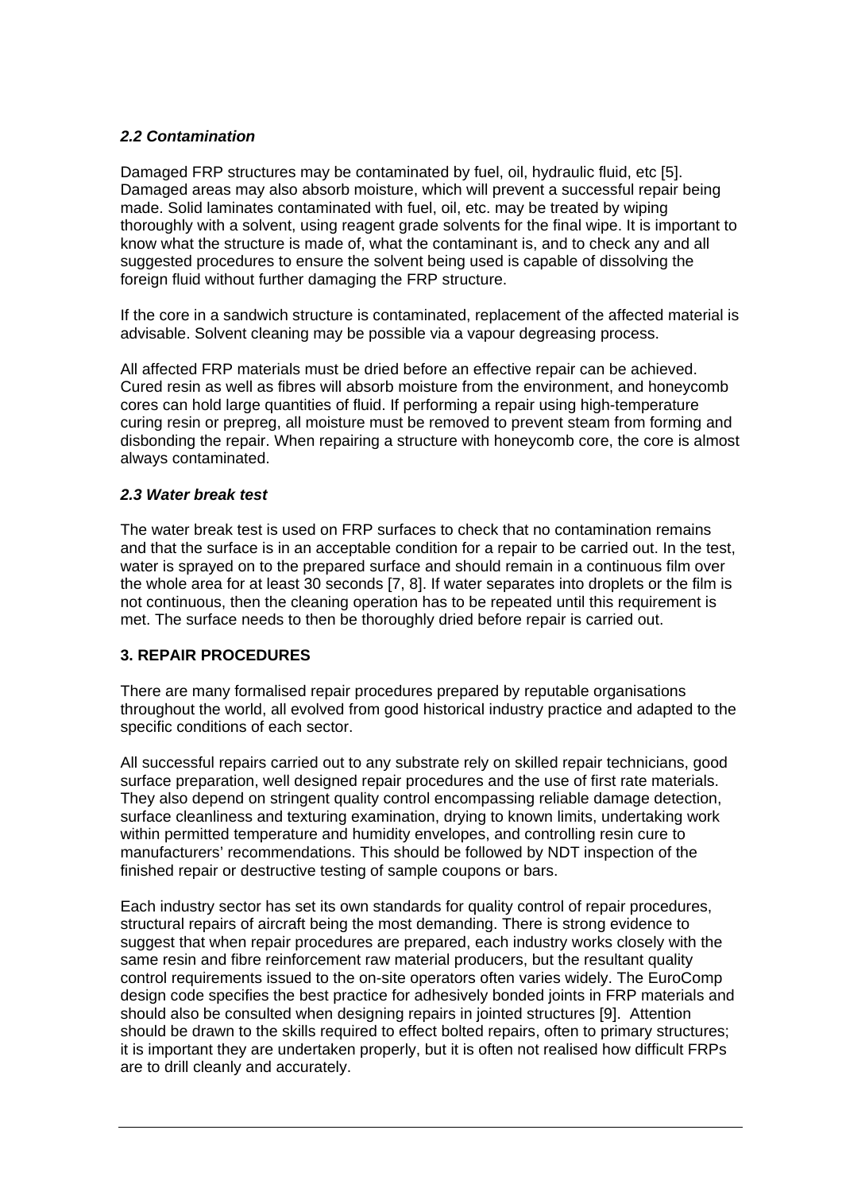### *2.2 Contamination*

Damaged FRP structures may be contaminated by fuel, oil, hydraulic fluid, etc [5]. Damaged areas may also absorb moisture, which will prevent a successful repair being made. Solid laminates contaminated with fuel, oil, etc. may be treated by wiping thoroughly with a solvent, using reagent grade solvents for the final wipe. It is important to know what the structure is made of, what the contaminant is, and to check any and all suggested procedures to ensure the solvent being used is capable of dissolving the foreign fluid without further damaging the FRP structure.

If the core in a sandwich structure is contaminated, replacement of the affected material is advisable. Solvent cleaning may be possible via a vapour degreasing process.

All affected FRP materials must be dried before an effective repair can be achieved. Cured resin as well as fibres will absorb moisture from the environment, and honeycomb cores can hold large quantities of fluid. If performing a repair using high-temperature curing resin or prepreg, all moisture must be removed to prevent steam from forming and disbonding the repair. When repairing a structure with honeycomb core, the core is almost always contaminated.

### *2.3 Water break test*

The water break test is used on FRP surfaces to check that no contamination remains and that the surface is in an acceptable condition for a repair to be carried out. In the test, water is sprayed on to the prepared surface and should remain in a continuous film over the whole area for at least 30 seconds [7, 8]. If water separates into droplets or the film is not continuous, then the cleaning operation has to be repeated until this requirement is met. The surface needs to then be thoroughly dried before repair is carried out.

## 3. REPAIR PROCEDURES

There are many formalised repair procedures prepared by reputable organisations throughout the world, all evolved from good historical industry practice and adapted to the specific conditions of each sector.

All successful repairs carried out to any substrate rely on skilled repair technicians, good surface preparation, well designed repair procedures and the use of first rate materials. They also depend on stringent quality control encompassing reliable damage detection, surface cleanliness and texturing examination, drying to known limits, undertaking work within permitted temperature and humidity envelopes, and controlling resin cure to manufacturers' recommendations. This should be followed by NDT inspection of the finished repair or destructive testing of sample coupons or bars.

Each industry sector has set its own standards for quality control of repair procedures, structural repairs of aircraft being the most demanding. There is strong evidence to suggest that when repair procedures are prepared, each industry works closely with the same resin and fibre reinforcement raw material producers, but the resultant quality control requirements issued to the on-site operators often varies widely. The EuroComp design code specifies the best practice for adhesively bonded joints in FRP materials and should also be consulted when designing repairs in jointed structures [9]. Attention should be drawn to the skills required to effect bolted repairs, often to primary structures; it is important they are undertaken properly, but it is often not realised how difficult FRPs are to drill cleanly and accurately.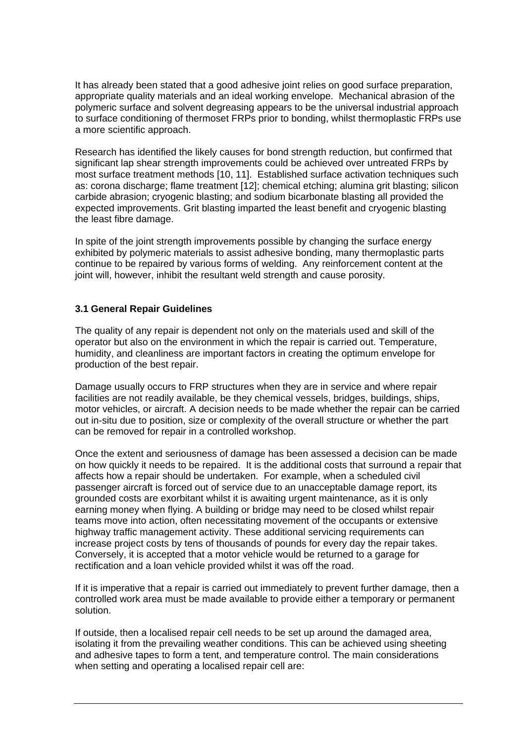It has already been stated that a good adhesive joint relies on good surface preparation, appropriate quality materials and an ideal working envelope. Mechanical abrasion of the polymeric surface and solvent degreasing appears to be the universal industrial approach to surface conditioning of thermoset FRPs prior to bonding, whilst thermoplastic FRPs use a more scientific approach.

Research has identified the likely causes for bond strength reduction, but confirmed that significant lap shear strength improvements could be achieved over untreated FRPs by most surface treatment methods [10, 11]. Established surface activation techniques such as: corona discharge; flame treatment [12]; chemical etching; alumina grit blasting; silicon carbide abrasion; cryogenic blasting; and sodium bicarbonate blasting all provided the expected improvements. Grit blasting imparted the least benefit and cryogenic blasting the least fibre damage.

In spite of the joint strength improvements possible by changing the surface energy exhibited by polymeric materials to assist adhesive bonding, many thermoplastic parts continue to be repaired by various forms of welding. Any reinforcement content at the joint will, however, inhibit the resultant weld strength and cause porosity.

### 3.1 General Repair Guidelines

The quality of any repair is dependent not only on the materials used and skill of the operator but also on the environment in which the repair is carried out. Temperature, humidity, and cleanliness are important factors in creating the optimum envelope for production of the best repair.

Damage usually occurs to FRP structures when they are in service and where repair facilities are not readily available, be they chemical vessels, bridges, buildings, ships, motor vehicles, or aircraft. A decision needs to be made whether the repair can be carried out in-situ due to position, size or complexity of the overall structure or whether the part can be removed for repair in a controlled workshop.

Once the extent and seriousness of damage has been assessed a decision can be made on how quickly it needs to be repaired. It is the additional costs that surround a repair that affects how a repair should be undertaken. For example, when a scheduled civil passenger aircraft is forced out of service due to an unacceptable damage report, its grounded costs are exorbitant whilst it is awaiting urgent maintenance, as it is only earning money when flying. A building or bridge may need to be closed whilst repair teams move into action, often necessitating movement of the occupants or extensive highway traffic management activity. These additional servicing requirements can increase project costs by tens of thousands of pounds for every day the repair takes. Conversely, it is accepted that a motor vehicle would be returned to a garage for rectification and a loan vehicle provided whilst it was off the road.

If it is imperative that a repair is carried out immediately to prevent further damage, then a controlled work area must be made available to provide either a temporary or permanent solution.

If outside, then a localised repair cell needs to be set up around the damaged area, isolating it from the prevailing weather conditions. This can be achieved using sheeting and adhesive tapes to form a tent, and temperature control. The main considerations when setting and operating a localised repair cell are: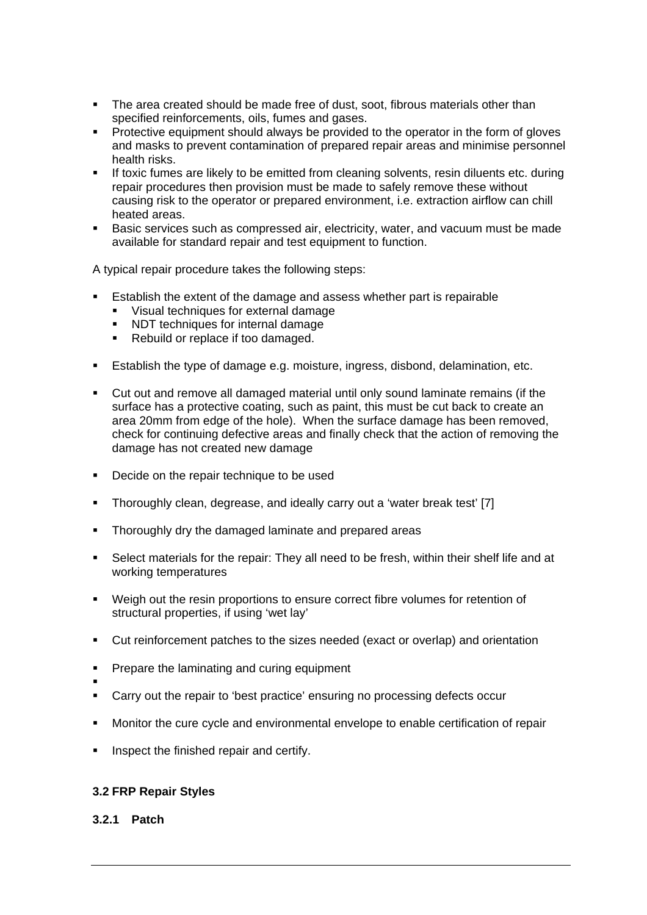- The area created should be made free of dust, soot, fibrous materials other than specified reinforcements, oils, fumes and gases.
- Protective equipment should always be provided to the operator in the form of gloves and masks to prevent contamination of prepared repair areas and minimise personnel health risks.
- If toxic fumes are likely to be emitted from cleaning solvents, resin diluents etc. during repair procedures then provision must be made to safely remove these without causing risk to the operator or prepared environment, i.e. extraction airflow can chill heated areas.
- Basic services such as compressed air, electricity, water, and vacuum must be made available for standard repair and test equipment to function.

A typical repair procedure takes the following steps:

- Establish the extent of the damage and assess whether part is repairable
  - Visual techniques for external damage
  - NDT techniques for internal damage
  - Rebuild or replace if too damaged.
- Establish the type of damage e.g. moisture, ingress, disbond, delamination, etc.
- Cut out and remove all damaged material until only sound laminate remains (if the surface has a protective coating, such as paint, this must be cut back to create an area 20mm from edge of the hole). When the surface damage has been removed, check for continuing defective areas and finally check that the action of removing the damage has not created new damage
- Decide on the repair technique to be used
- Thoroughly clean, degrease, and ideally carry out a 'water break test' [7]
- Thoroughly dry the damaged laminate and prepared areas
- Select materials for the repair: They all need to be fresh, within their shelf life and at working temperatures
- Weigh out the resin proportions to ensure correct fibre volumes for retention of structural properties, if using 'wet lay'
- Cut reinforcement patches to the sizes needed (exact or overlap) and orientation
- Prepare the laminating and curing equipment
- 
- Carry out the repair to 'best practice' ensuring no processing defects occur
- Monitor the cure cycle and environmental envelope to enable certification of repair
- Inspect the finished repair and certify.

### 3.2 FRP Repair Styles

#### 3.2.1 Patch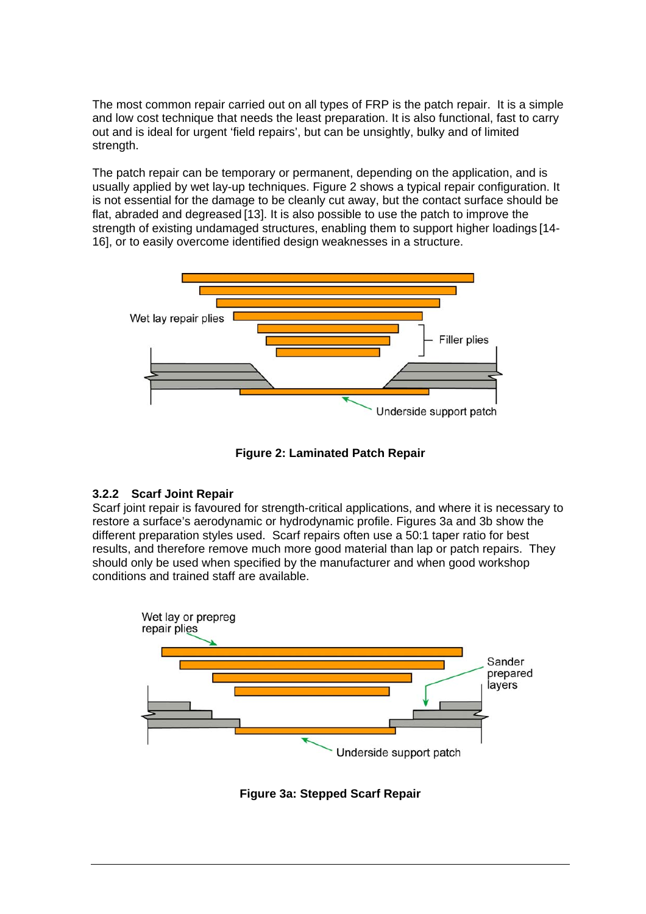The most common repair carried out on all types of FRP is the patch repair. It is a simple and low cost technique that needs the least preparation. It is also functional, fast to carry out and is ideal for urgent 'field repairs', but can be unsightly, bulky and of limited strength.

The patch repair can be temporary or permanent, depending on the application, and is usually applied by wet lay-up techniques. Figure 2 shows a typical repair configuration. It is not essential for the damage to be cleanly cut away, but the contact surface should be flat, abraded and degreased [13]. It is also possible to use the patch to improve the strength of existing undamaged structures, enabling them to support higher loadings [14-16], or to easily overcome identified design weaknesses in a structure.

**Figure 2: Laminated Patch Repair**

### 3.2.2 Scarf Joint Repair

Scarf joint repair is favoured for strength-critical applications, and where it is necessary to restore a surface's aerodynamic or hydrodynamic profile. Figures 3a and 3b show the different preparation styles used. Scarf repairs often use a 50:1 taper ratio for best results, and therefore remove much more good material than lap or patch repairs. They should only be used when specified by the manufacturer and when good workshop conditions and trained staff are available.

**Figure 3a: Stepped Scarf Repair**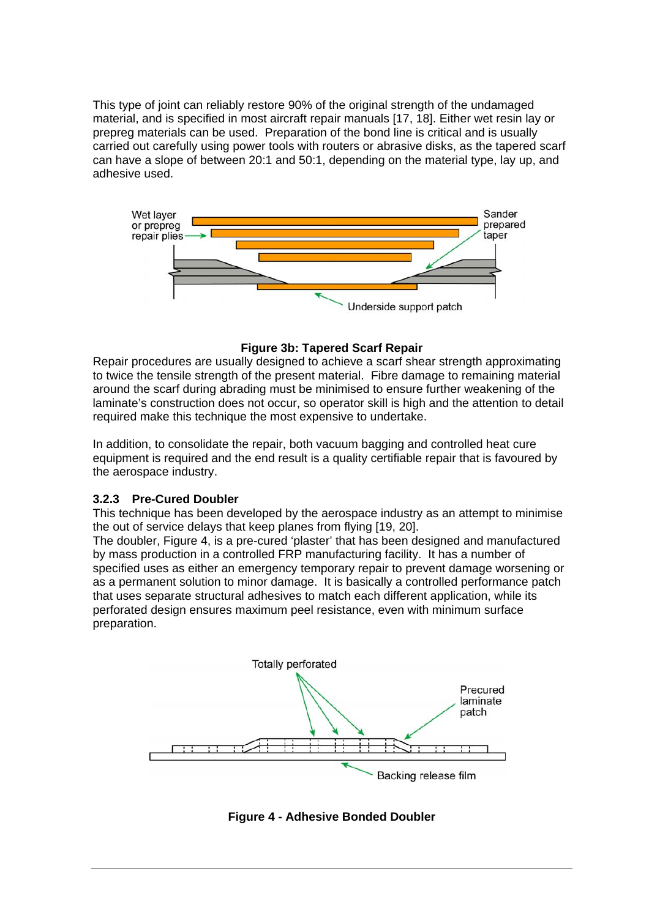This type of joint can reliably restore 90% of the original strength of the undamaged material, and is specified in most aircraft repair manuals [17, 18]. Either wet resin lay or prepreg materials can be used. Preparation of the bond line is critical and is usually carried out carefully using power tools with routers or abrasive disks, as the tapered scarf can have a slope of between 20:1 and 50:1, depending on the material type, lay up, and adhesive used.

Wet layer or prepreg repair plies

Sander prepared taper

Underside support patch

**Figure 3b: Tapered Scarf Repair**

Repair procedures are usually designed to achieve a scarf shear strength approximating to twice the tensile strength of the present material. Fibre damage to remaining material around the scarf during abrading must be minimised to ensure further weakening of the laminate's construction does not occur, so operator skill is high and the attention to detail required make this technique the most expensive to undertake.

In addition, to consolidate the repair, both vacuum bagging and controlled heat cure equipment is required and the end result is a quality certifiable repair that is favoured by the aerospace industry.

### 3.2.3 Pre-Cured Doubler

This technique has been developed by the aerospace industry as an attempt to minimise the out of service delays that keep planes from flying [19, 20].

The doubler, Figure 4, is a pre-cured 'plaster' that has been designed and manufactured by mass production in a controlled FRP manufacturing facility. It has a number of specified uses as either an emergency temporary repair to prevent damage worsening or as a permanent solution to minor damage. It is basically a controlled performance patch that uses separate structural adhesives to match each different application, while its perforated design ensures maximum peel resistance, even with minimum surface preparation.

Totally perforated

Precured laminate patch

Backing release film

**Figure 4 - Adhesive Bonded Doubler**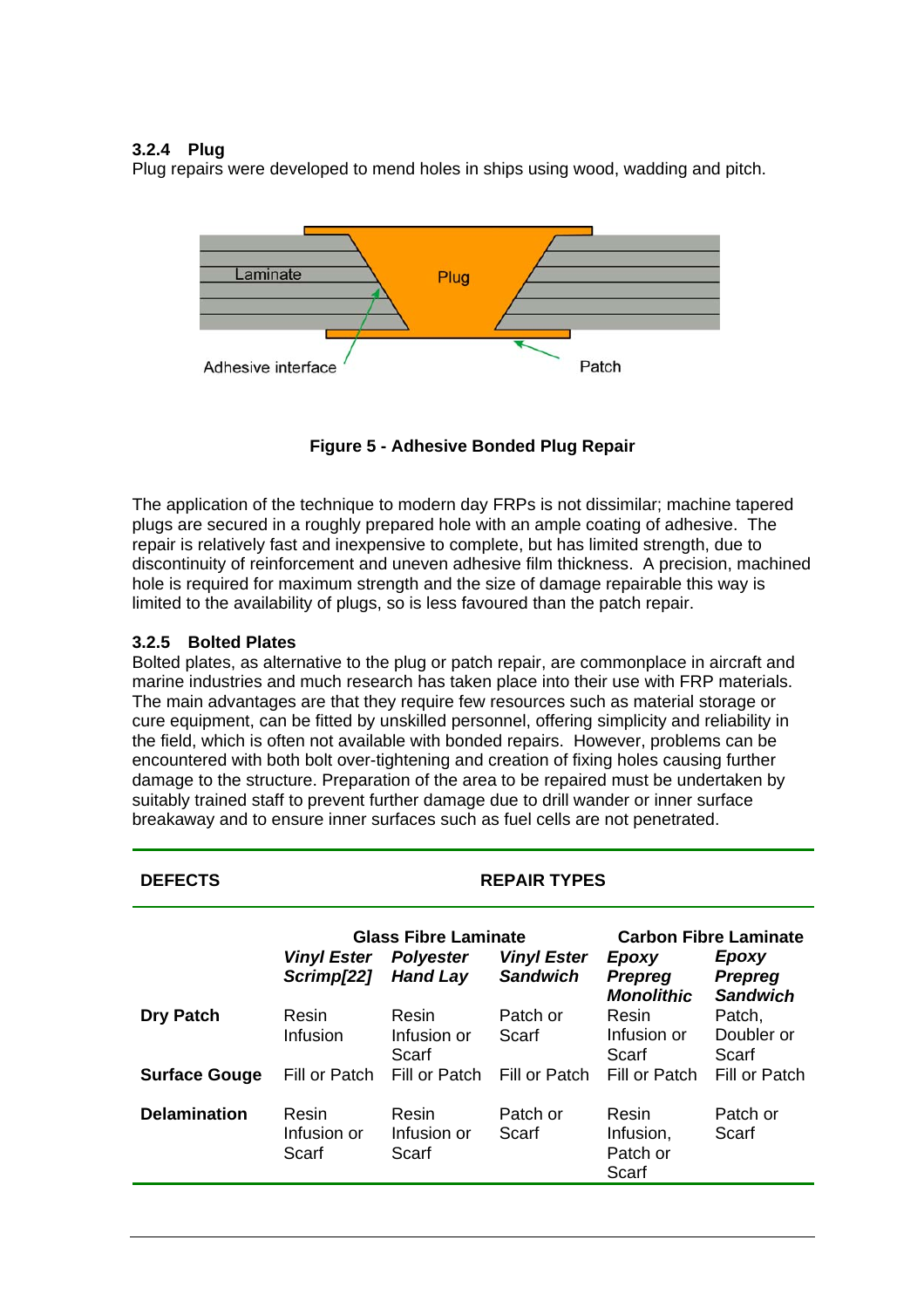### 3.2.4 Plug

Plug repairs were developed to mend holes in ships using wood, wadding and pitch.

**Figure 5 - Adhesive Bonded Plug Repair**

The application of the technique to modern day FRPs is not dissimilar; machine tapered plugs are secured in a roughly prepared hole with an ample coating of adhesive. The repair is relatively fast and inexpensive to complete, but has limited strength, due to discontinuity of reinforcement and uneven adhesive film thickness. A precision, machined hole is required for maximum strength and the size of damage repairable this way is limited to the availability of plugs, so is less favoured than the patch repair.

### 3.2.5 Bolted Plates

Bolted plates, as alternative to the plug or patch repair, are commonplace in aircraft and marine industries and much research has taken place into their use with FRP materials. The main advantages are that they require few resources such as material storage or cure equipment, can be fitted by unskilled personnel, offering simplicity and reliability in the field, which is often not available with bonded repairs. However, problems can be encountered with both bolt over-tightening and creation of fixing holes causing further damage to the structure. Preparation of the area to be repaired must be undertaken by suitably trained staff to prevent further damage due to drill wander or inner surface breakaway and to ensure inner surfaces such as fuel cells are not penetrated.

| **DEFECTS** | **REPAIR TYPES** | | | | |
|---|---|---|---|---|---|
| | **Glass Fibre Laminate** | | | **Carbon Fibre Laminate** | |
| | ***Vinyl Ester Scrimp[22]*** | ***Polyester Hand Lay*** | ***Vinyl Ester Sandwich*** | ***Epoxy Prepreg Monolithic*** | ***Epoxy Prepreg Sandwich*** |
| **Dry Patch** | Resin Infusion | Resin Infusion or Scarf | Patch or Scarf | Resin Infusion or Scarf | Patch, Doubler or Scarf |
| **Surface Gouge** | Fill or Patch | Fill or Patch | Fill or Patch | Fill or Patch | Fill or Patch |
| **Delamination** | Resin Infusion or Scarf | Resin Infusion or Scarf | Patch or Scarf | Resin Infusion, Patch or Scarf | Patch or Scarf |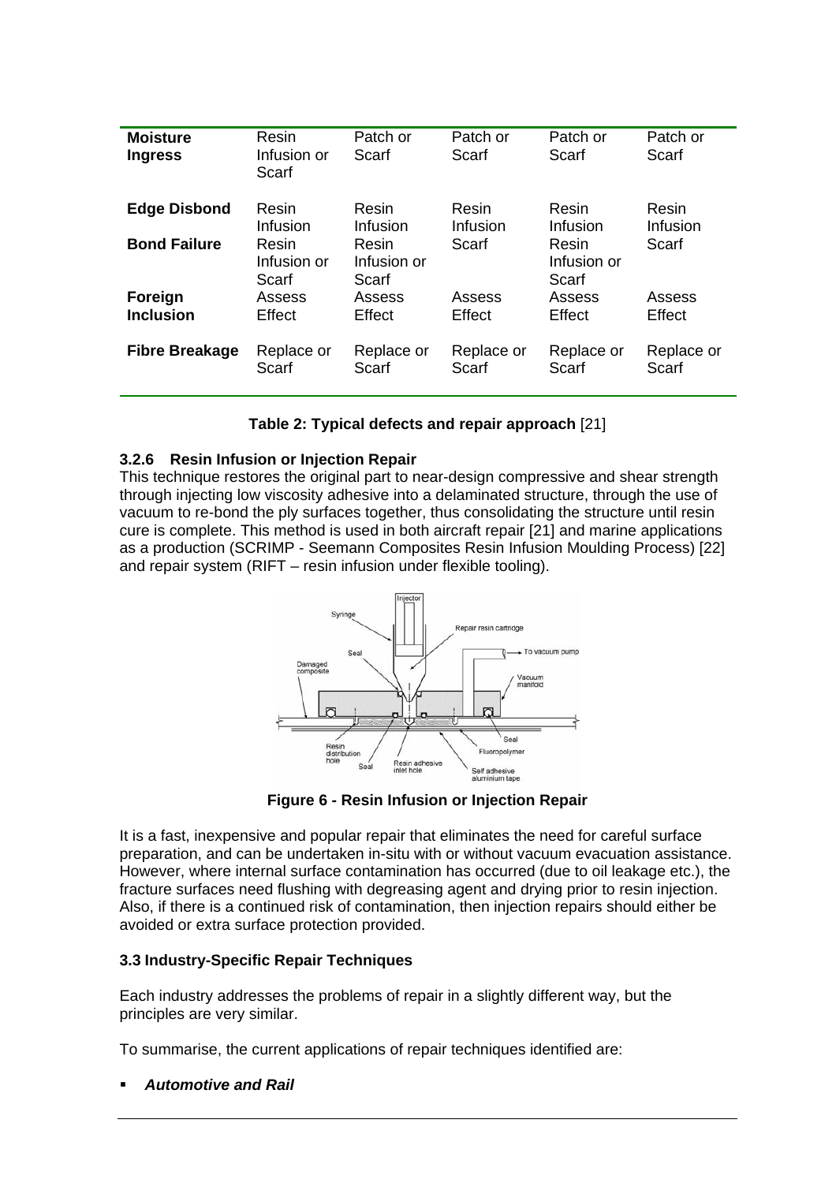| | | | | | |
|---|---|---|---|---|---|
| **Moisture Ingress** | Resin Infusion or Scarf | Patch or Scarf | Patch or Scarf | Patch or Scarf | Patch or Scarf |
| **Edge Disbond** | Resin Infusion | Resin Infusion | Resin Infusion | Resin Infusion | Resin Infusion |
| **Bond Failure** | Resin Infusion or Scarf | Resin Infusion or Scarf | Scarf | Resin Infusion or Scarf | Scarf |
| **Foreign Inclusion** | Assess Effect | Assess Effect | Assess Effect | Assess Effect | Assess Effect |
| **Fibre Breakage** | Replace or Scarf | Replace or Scarf | Replace or Scarf | Replace or Scarf | Replace or Scarf |

**Table 2: Typical defects and repair approach** [21]

### 3.2.6 Resin Infusion or Injection Repair

This technique restores the original part to near-design compressive and shear strength through injecting low viscosity adhesive into a delaminated structure, through the use of vacuum to re-bond the ply surfaces together, thus consolidating the structure until resin cure is complete. This method is used in both aircraft repair [21] and marine applications as a production (SCRIMP - Seemann Composites Resin Infusion Moulding Process) [22] and repair system (RIFT – resin infusion under flexible tooling).

**Figure 6 - Resin Infusion or Injection Repair**

It is a fast, inexpensive and popular repair that eliminates the need for careful surface preparation, and can be undertaken in-situ with or without vacuum evacuation assistance. However, where internal surface contamination has occurred (due to oil leakage etc.), the fracture surfaces need flushing with degreasing agent and drying prior to resin injection. Also, if there is a continued risk of contamination, then injection repairs should either be avoided or extra surface protection provided.

### 3.3 Industry-Specific Repair Techniques

Each industry addresses the problems of repair in a slightly different way, but the principles are very similar.

To summarise, the current applications of repair techniques identified are:

- ***Automotive and Rail***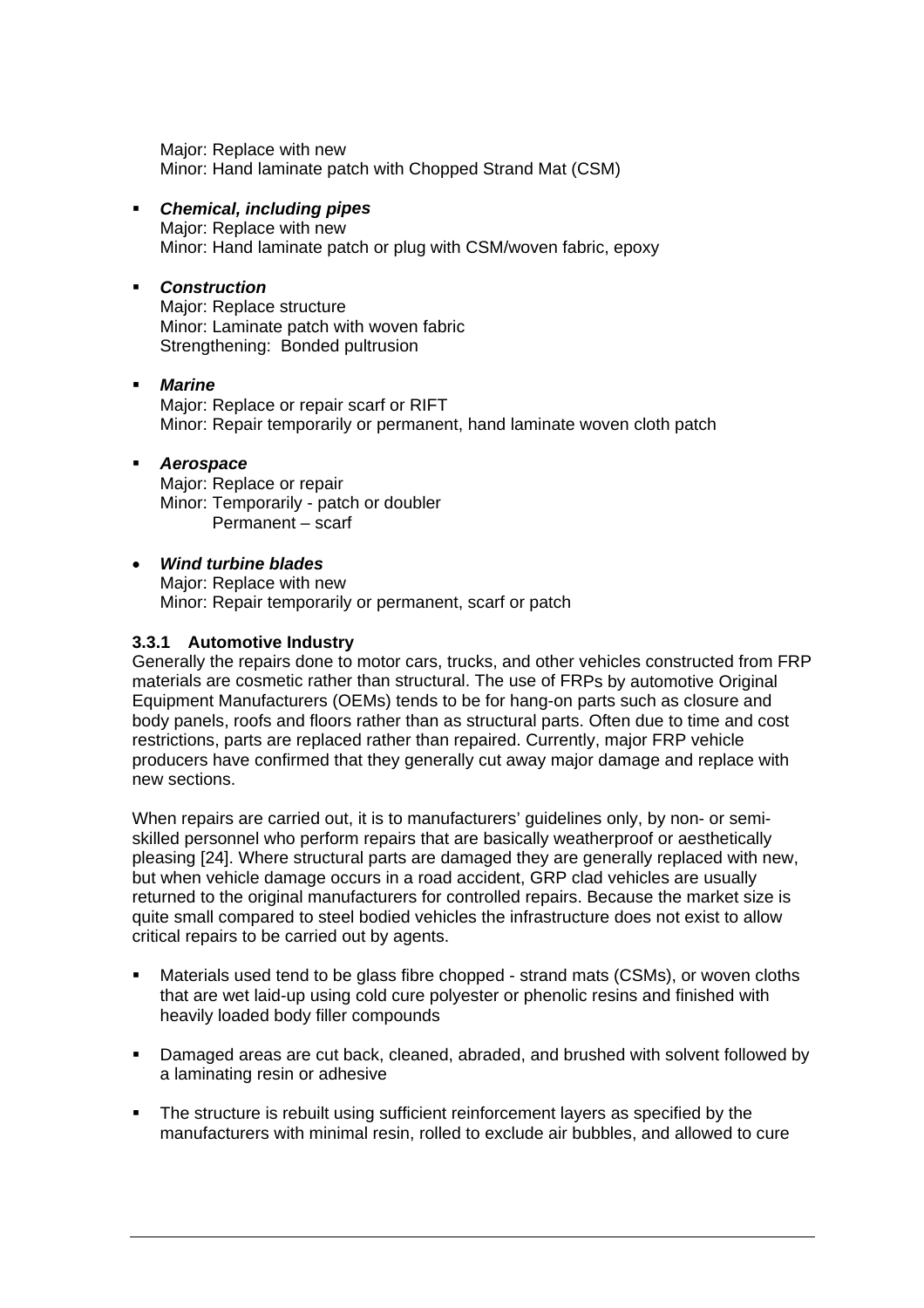Major: Replace with new
Minor: Hand laminate patch with Chopped Strand Mat (CSM)

- ***Chemical, including pipes***
  Major: Replace with new
  Minor: Hand laminate patch or plug with CSM/woven fabric, epoxy

- ***Construction***
  Major: Replace structure
  Minor: Laminate patch with woven fabric
  Strengthening: Bonded pultrusion

- ***Marine***
  Major: Replace or repair scarf or RIFT
  Minor: Repair temporarily or permanent, hand laminate woven cloth patch

- ***Aerospace***
  Major: Replace or repair
  Minor: Temporarily - patch or doubler
  Permanent – scarf

- ***Wind turbine blades***
  Major: Replace with new
  Minor: Repair temporarily or permanent, scarf or patch

### 3.3.1 Automotive Industry

Generally the repairs done to motor cars, trucks, and other vehicles constructed from FRP materials are cosmetic rather than structural. The use of FRPs by automotive Original Equipment Manufacturers (OEMs) tends to be for hang-on parts such as closure and body panels, roofs and floors rather than as structural parts. Often due to time and cost restrictions, parts are replaced rather than repaired. Currently, major FRP vehicle producers have confirmed that they generally cut away major damage and replace with new sections.

When repairs are carried out, it is to manufacturers' guidelines only, by non- or semi-skilled personnel who perform repairs that are basically weatherproof or aesthetically pleasing [24]. Where structural parts are damaged they are generally replaced with new, but when vehicle damage occurs in a road accident, GRP clad vehicles are usually returned to the original manufacturers for controlled repairs. Because the market size is quite small compared to steel bodied vehicles the infrastructure does not exist to allow critical repairs to be carried out by agents.

- Materials used tend to be glass fibre chopped - strand mats (CSMs), or woven cloths that are wet laid-up using cold cure polyester or phenolic resins and finished with heavily loaded body filler compounds
- Damaged areas are cut back, cleaned, abraded, and brushed with solvent followed by a laminating resin or adhesive
- The structure is rebuilt using sufficient reinforcement layers as specified by the manufacturers with minimal resin, rolled to exclude air bubbles, and allowed to cure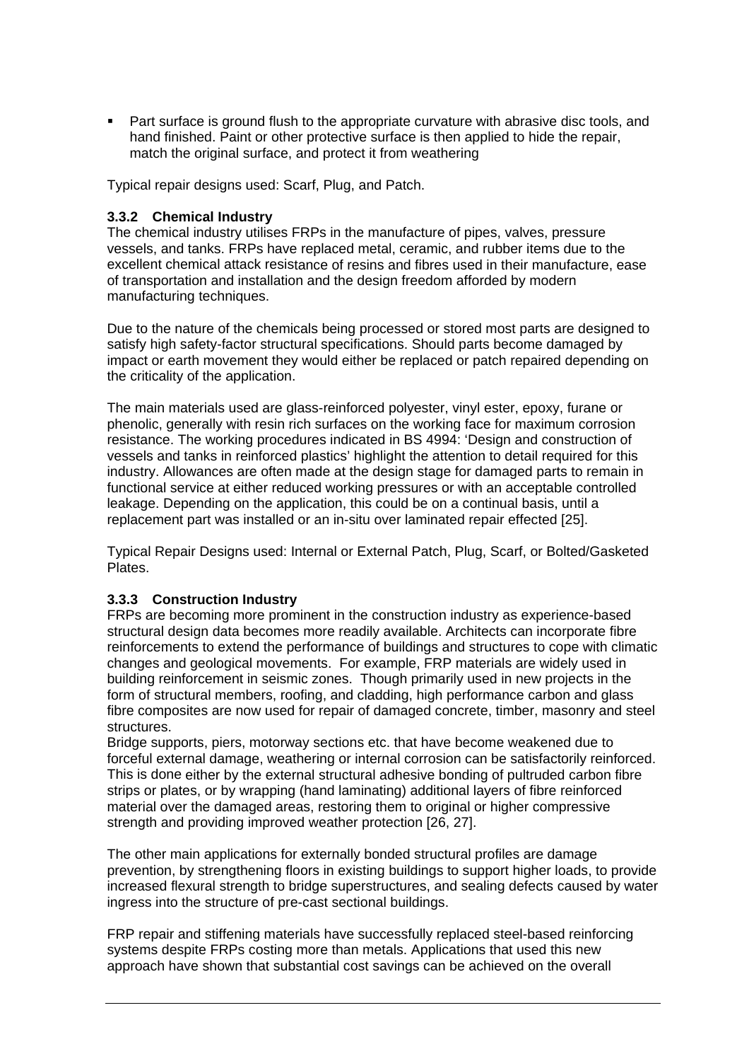- Part surface is ground flush to the appropriate curvature with abrasive disc tools, and hand finished. Paint or other protective surface is then applied to hide the repair, match the original surface, and protect it from weathering

Typical repair designs used: Scarf, Plug, and Patch.

### 3.3.2 Chemical Industry

The chemical industry utilises FRPs in the manufacture of pipes, valves, pressure vessels, and tanks. FRPs have replaced metal, ceramic, and rubber items due to the excellent chemical attack resistance of resins and fibres used in their manufacture, ease of transportation and installation and the design freedom afforded by modern manufacturing techniques.

Due to the nature of the chemicals being processed or stored most parts are designed to satisfy high safety-factor structural specifications. Should parts become damaged by impact or earth movement they would either be replaced or patch repaired depending on the criticality of the application.

The main materials used are glass-reinforced polyester, vinyl ester, epoxy, furane or phenolic, generally with resin rich surfaces on the working face for maximum corrosion resistance. The working procedures indicated in BS 4994: 'Design and construction of vessels and tanks in reinforced plastics' highlight the attention to detail required for this industry. Allowances are often made at the design stage for damaged parts to remain in functional service at either reduced working pressures or with an acceptable controlled leakage. Depending on the application, this could be on a continual basis, until a replacement part was installed or an in-situ over laminated repair effected [25].

Typical Repair Designs used: Internal or External Patch, Plug, Scarf, or Bolted/Gasketed Plates.

### 3.3.3 Construction Industry

FRPs are becoming more prominent in the construction industry as experience-based structural design data becomes more readily available. Architects can incorporate fibre reinforcements to extend the performance of buildings and structures to cope with climatic changes and geological movements. For example, FRP materials are widely used in building reinforcement in seismic zones. Though primarily used in new projects in the form of structural members, roofing, and cladding, high performance carbon and glass fibre composites are now used for repair of damaged concrete, timber, masonry and steel structures.

Bridge supports, piers, motorway sections etc. that have become weakened due to forceful external damage, weathering or internal corrosion can be satisfactorily reinforced. This is done either by the external structural adhesive bonding of pultruded carbon fibre strips or plates, or by wrapping (hand laminating) additional layers of fibre reinforced material over the damaged areas, restoring them to original or higher compressive strength and providing improved weather protection [26, 27].

The other main applications for externally bonded structural profiles are damage prevention, by strengthening floors in existing buildings to support higher loads, to provide increased flexural strength to bridge superstructures, and sealing defects caused by water ingress into the structure of pre-cast sectional buildings.

FRP repair and stiffening materials have successfully replaced steel-based reinforcing systems despite FRPs costing more than metals. Applications that used this new approach have shown that substantial cost savings can be achieved on the overall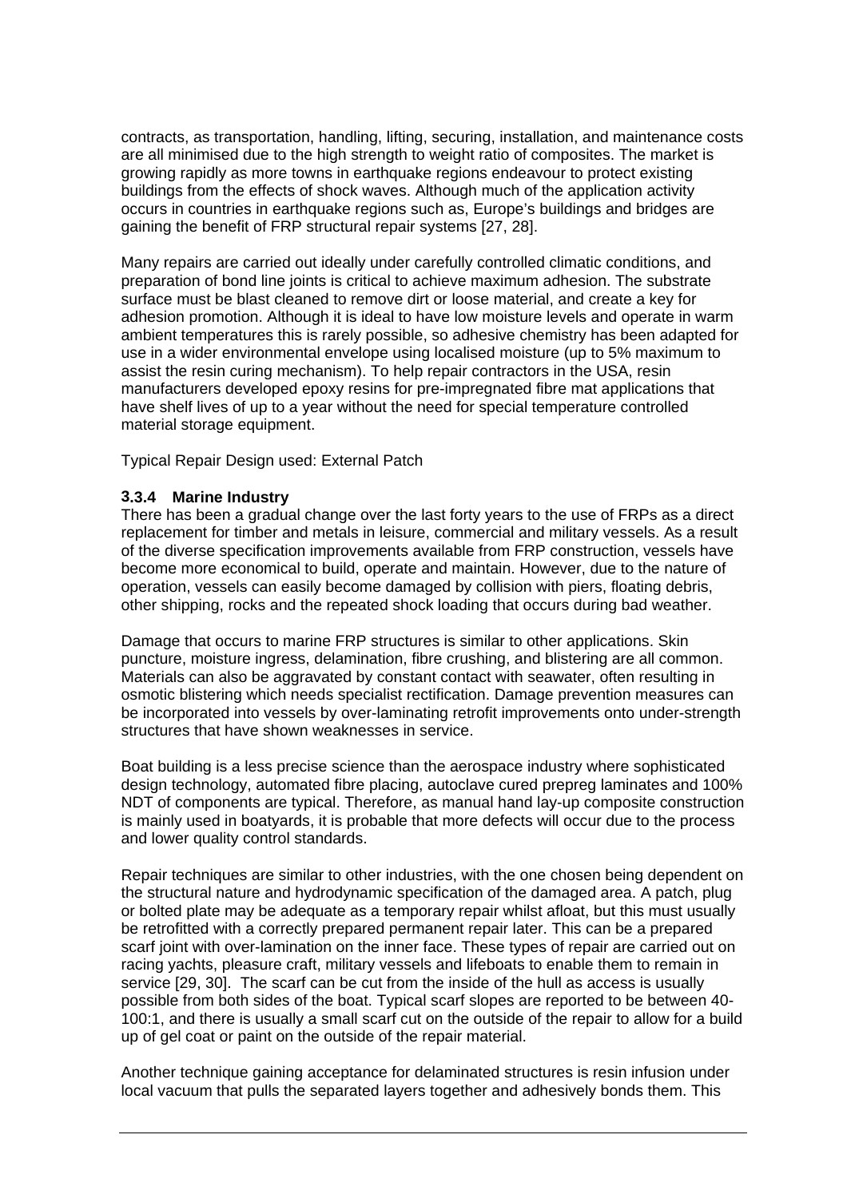contracts, as transportation, handling, lifting, securing, installation, and maintenance costs are all minimised due to the high strength to weight ratio of composites. The market is growing rapidly as more towns in earthquake regions endeavour to protect existing buildings from the effects of shock waves. Although much of the application activity occurs in countries in earthquake regions such as, Europe's buildings and bridges are gaining the benefit of FRP structural repair systems [27, 28].

Many repairs are carried out ideally under carefully controlled climatic conditions, and preparation of bond line joints is critical to achieve maximum adhesion. The substrate surface must be blast cleaned to remove dirt or loose material, and create a key for adhesion promotion. Although it is ideal to have low moisture levels and operate in warm ambient temperatures this is rarely possible, so adhesive chemistry has been adapted for use in a wider environmental envelope using localised moisture (up to 5% maximum to assist the resin curing mechanism). To help repair contractors in the USA, resin manufacturers developed epoxy resins for pre-impregnated fibre mat applications that have shelf lives of up to a year without the need for special temperature controlled material storage equipment.

Typical Repair Design used: External Patch

### 3.3.4 Marine Industry

There has been a gradual change over the last forty years to the use of FRPs as a direct replacement for timber and metals in leisure, commercial and military vessels. As a result of the diverse specification improvements available from FRP construction, vessels have become more economical to build, operate and maintain. However, due to the nature of operation, vessels can easily become damaged by collision with piers, floating debris, other shipping, rocks and the repeated shock loading that occurs during bad weather.

Damage that occurs to marine FRP structures is similar to other applications. Skin puncture, moisture ingress, delamination, fibre crushing, and blistering are all common. Materials can also be aggravated by constant contact with seawater, often resulting in osmotic blistering which needs specialist rectification. Damage prevention measures can be incorporated into vessels by over-laminating retrofit improvements onto under-strength structures that have shown weaknesses in service.

Boat building is a less precise science than the aerospace industry where sophisticated design technology, automated fibre placing, autoclave cured prepreg laminates and 100% NDT of components are typical. Therefore, as manual hand lay-up composite construction is mainly used in boatyards, it is probable that more defects will occur due to the process and lower quality control standards.

Repair techniques are similar to other industries, with the one chosen being dependent on the structural nature and hydrodynamic specification of the damaged area. A patch, plug or bolted plate may be adequate as a temporary repair whilst afloat, but this must usually be retrofitted with a correctly prepared permanent repair later. This can be a prepared scarf joint with over-lamination on the inner face. These types of repair are carried out on racing yachts, pleasure craft, military vessels and lifeboats to enable them to remain in service [29, 30]. The scarf can be cut from the inside of the hull as access is usually possible from both sides of the boat. Typical scarf slopes are reported to be between 40-100:1, and there is usually a small scarf cut on the outside of the repair to allow for a build up of gel coat or paint on the outside of the repair material.

Another technique gaining acceptance for delaminated structures is resin infusion under local vacuum that pulls the separated layers together and adhesively bonds them. This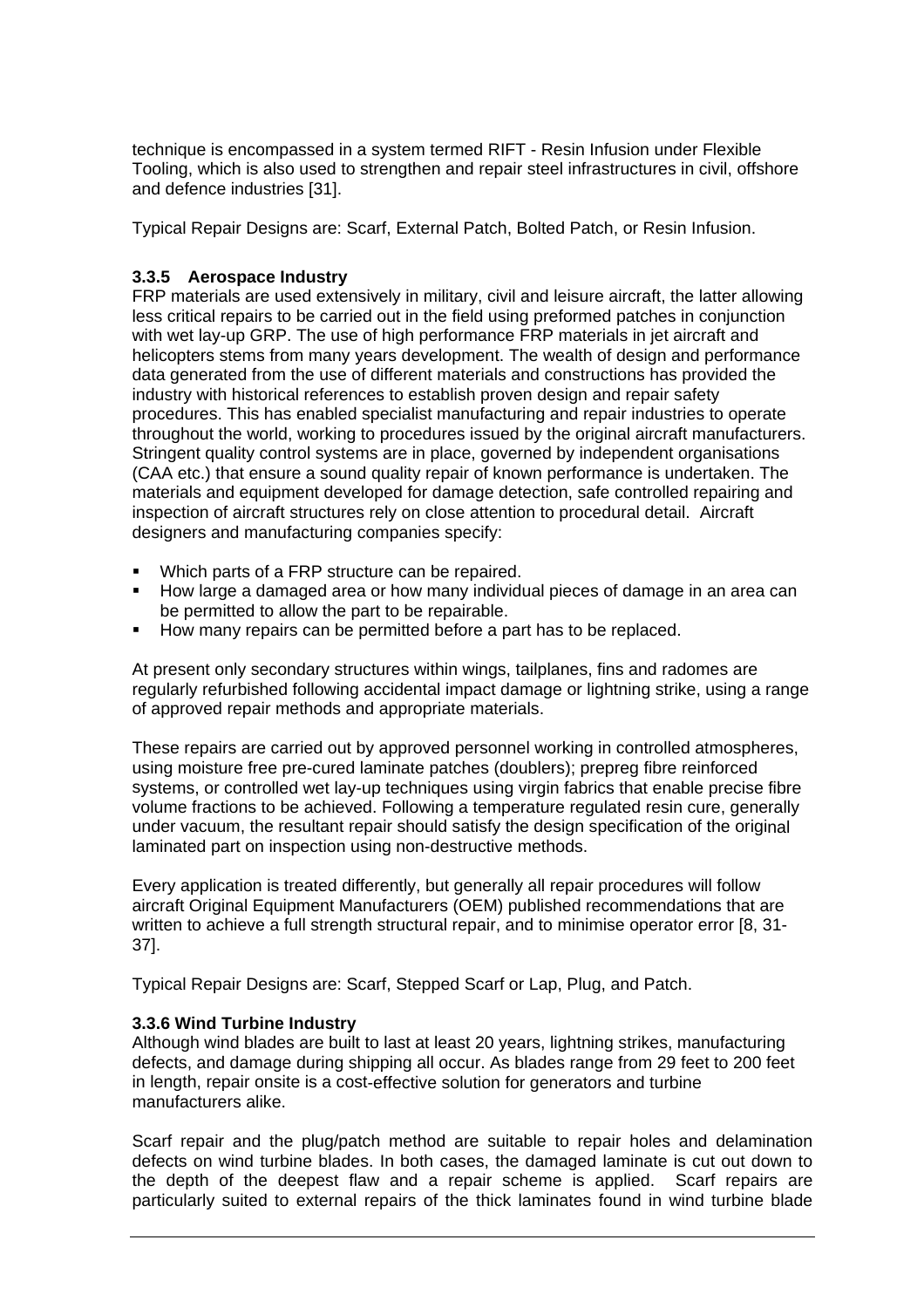technique is encompassed in a system termed RIFT - Resin Infusion under Flexible Tooling, which is also used to strengthen and repair steel infrastructures in civil, offshore and defence industries [31].

Typical Repair Designs are: Scarf, External Patch, Bolted Patch, or Resin Infusion.

### 3.3.5 Aerospace Industry

FRP materials are used extensively in military, civil and leisure aircraft, the latter allowing less critical repairs to be carried out in the field using preformed patches in conjunction with wet lay-up GRP. The use of high performance FRP materials in jet aircraft and helicopters stems from many years development. The wealth of design and performance data generated from the use of different materials and constructions has provided the industry with historical references to establish proven design and repair safety procedures. This has enabled specialist manufacturing and repair industries to operate throughout the world, working to procedures issued by the original aircraft manufacturers. Stringent quality control systems are in place, governed by independent organisations (CAA etc.) that ensure a sound quality repair of known performance is undertaken. The materials and equipment developed for damage detection, safe controlled repairing and inspection of aircraft structures rely on close attention to procedural detail. Aircraft designers and manufacturing companies specify:

- Which parts of a FRP structure can be repaired.
- How large a damaged area or how many individual pieces of damage in an area can be permitted to allow the part to be repairable.
- How many repairs can be permitted before a part has to be replaced.

At present only secondary structures within wings, tailplanes, fins and radomes are regularly refurbished following accidental impact damage or lightning strike, using a range of approved repair methods and appropriate materials.

These repairs are carried out by approved personnel working in controlled atmospheres, using moisture free pre-cured laminate patches (doublers); prepreg fibre reinforced systems, or controlled wet lay-up techniques using virgin fabrics that enable precise fibre volume fractions to be achieved. Following a temperature regulated resin cure, generally under vacuum, the resultant repair should satisfy the design specification of the original laminated part on inspection using non-destructive methods.

Every application is treated differently, but generally all repair procedures will follow aircraft Original Equipment Manufacturers (OEM) published recommendations that are written to achieve a full strength structural repair, and to minimise operator error [8, 31-37].

Typical Repair Designs are: Scarf, Stepped Scarf or Lap, Plug, and Patch.

### 3.3.6 Wind Turbine Industry

Although wind blades are built to last at least 20 years, lightning strikes, manufacturing defects, and damage during shipping all occur. As blades range from 29 feet to 200 feet in length, repair onsite is a cost-effective solution for generators and turbine manufacturers alike.

Scarf repair and the plug/patch method are suitable to repair holes and delamination defects on wind turbine blades. In both cases, the damaged laminate is cut out down to the depth of the deepest flaw and a repair scheme is applied. Scarf repairs are particularly suited to external repairs of the thick laminates found in wind turbine blade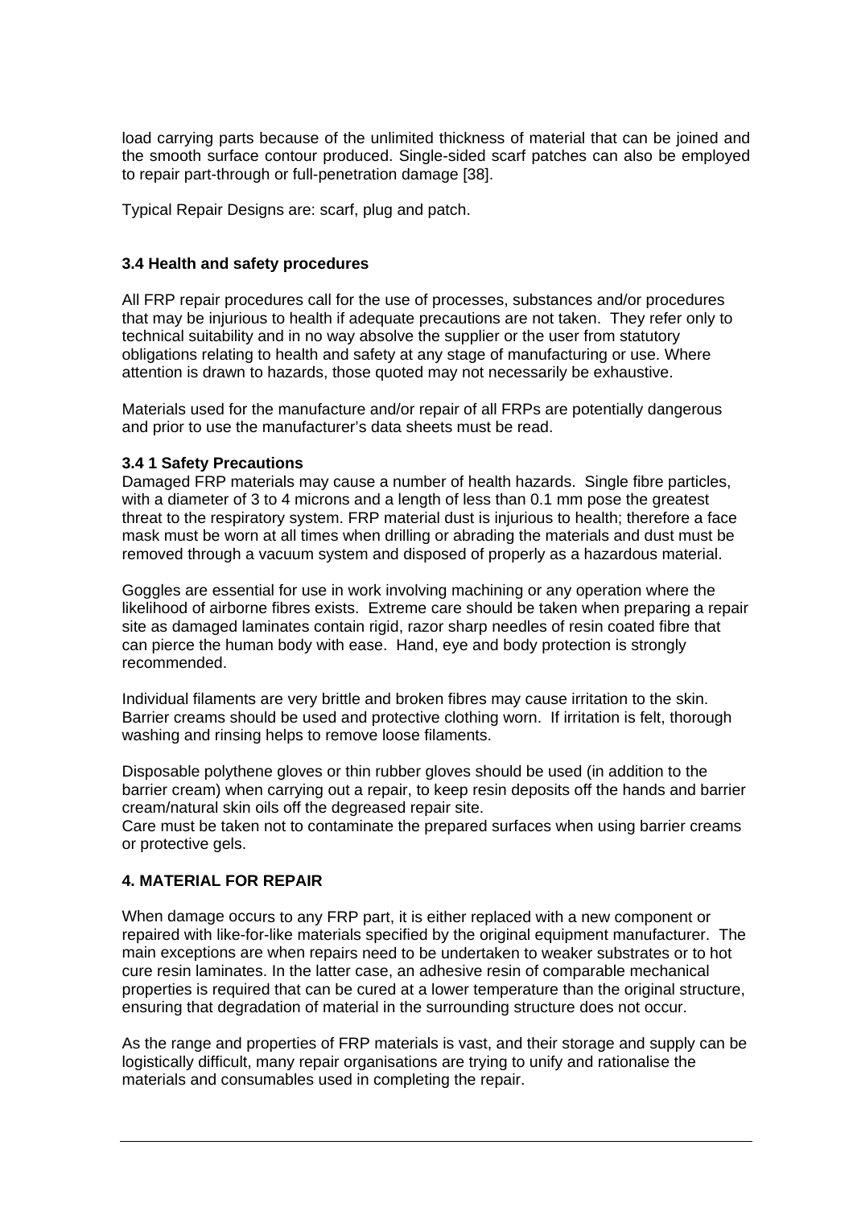load carrying parts because of the unlimited thickness of material that can be joined and the smooth surface contour produced. Single-sided scarf patches can also be employed to repair part-through or full-penetration damage [38].

Typical Repair Designs are: scarf, plug and patch.

### 3.4 Health and safety procedures

All FRP repair procedures call for the use of processes, substances and/or procedures that may be injurious to health if adequate precautions are not taken. They refer only to technical suitability and in no way absolve the supplier or the user from statutory obligations relating to health and safety at any stage of manufacturing or use. Where attention is drawn to hazards, those quoted may not necessarily be exhaustive.

Materials used for the manufacture and/or repair of all FRPs are potentially dangerous and prior to use the manufacturer's data sheets must be read.

#### 3.4 1 Safety Precautions

Damaged FRP materials may cause a number of health hazards. Single fibre particles, with a diameter of 3 to 4 microns and a length of less than 0.1 mm pose the greatest threat to the respiratory system. FRP material dust is injurious to health; therefore a face mask must be worn at all times when drilling or abrading the materials and dust must be removed through a vacuum system and disposed of properly as a hazardous material.

Goggles are essential for use in work involving machining or any operation where the likelihood of airborne fibres exists. Extreme care should be taken when preparing a repair site as damaged laminates contain rigid, razor sharp needles of resin coated fibre that can pierce the human body with ease. Hand, eye and body protection is strongly recommended.

Individual filaments are very brittle and broken fibres may cause irritation to the skin. Barrier creams should be used and protective clothing worn. If irritation is felt, thorough washing and rinsing helps to remove loose filaments.

Disposable polythene gloves or thin rubber gloves should be used (in addition to the barrier cream) when carrying out a repair, to keep resin deposits off the hands and barrier cream/natural skin oils off the degreased repair site.
Care must be taken not to contaminate the prepared surfaces when using barrier creams or protective gels.

## 4. MATERIAL FOR REPAIR

When damage occurs to any FRP part, it is either replaced with a new component or repaired with like-for-like materials specified by the original equipment manufacturer. The main exceptions are when repairs need to be undertaken to weaker substrates or to hot cure resin laminates. In the latter case, an adhesive resin of comparable mechanical properties is required that can be cured at a lower temperature than the original structure, ensuring that degradation of material in the surrounding structure does not occur.

As the range and properties of FRP materials is vast, and their storage and supply can be logistically difficult, many repair organisations are trying to unify and rationalise the materials and consumables used in completing the repair.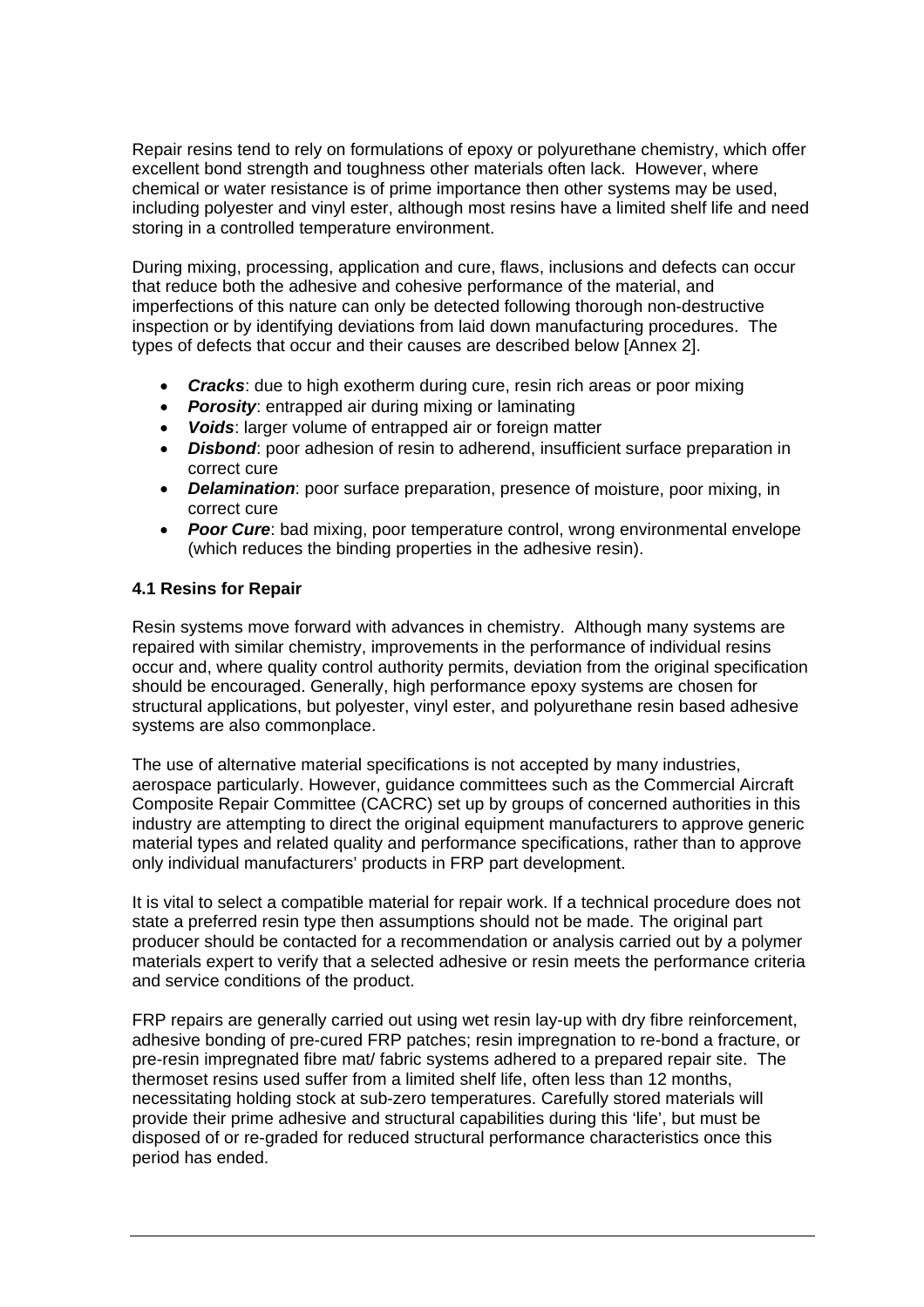Repair resins tend to rely on formulations of epoxy or polyurethane chemistry, which offer excellent bond strength and toughness other materials often lack. However, where chemical or water resistance is of prime importance then other systems may be used, including polyester and vinyl ester, although most resins have a limited shelf life and need storing in a controlled temperature environment.

During mixing, processing, application and cure, flaws, inclusions and defects can occur that reduce both the adhesive and cohesive performance of the material, and imperfections of this nature can only be detected following thorough non-destructive inspection or by identifying deviations from laid down manufacturing procedures. The types of defects that occur and their causes are described below [Annex 2].

- ***Cracks***: due to high exotherm during cure, resin rich areas or poor mixing
- ***Porosity***: entrapped air during mixing or laminating
- ***Voids***: larger volume of entrapped air or foreign matter
- ***Disbond***: poor adhesion of resin to adherend, insufficient surface preparation in correct cure
- ***Delamination***: poor surface preparation, presence of moisture, poor mixing, in correct cure
- ***Poor Cure***: bad mixing, poor temperature control, wrong environmental envelope (which reduces the binding properties in the adhesive resin).

#### 4.1 Resins for Repair

Resin systems move forward with advances in chemistry. Although many systems are repaired with similar chemistry, improvements in the performance of individual resins occur and, where quality control authority permits, deviation from the original specification should be encouraged. Generally, high performance epoxy systems are chosen for structural applications, but polyester, vinyl ester, and polyurethane resin based adhesive systems are also commonplace.

The use of alternative material specifications is not accepted by many industries, aerospace particularly. However, guidance committees such as the Commercial Aircraft Composite Repair Committee (CACRC) set up by groups of concerned authorities in this industry are attempting to direct the original equipment manufacturers to approve generic material types and related quality and performance specifications, rather than to approve only individual manufacturers' products in FRP part development.

It is vital to select a compatible material for repair work. If a technical procedure does not state a preferred resin type then assumptions should not be made. The original part producer should be contacted for a recommendation or analysis carried out by a polymer materials expert to verify that a selected adhesive or resin meets the performance criteria and service conditions of the product.

FRP repairs are generally carried out using wet resin lay-up with dry fibre reinforcement, adhesive bonding of pre-cured FRP patches; resin impregnation to re-bond a fracture, or pre-resin impregnated fibre mat/ fabric systems adhered to a prepared repair site. The thermoset resins used suffer from a limited shelf life, often less than 12 months, necessitating holding stock at sub-zero temperatures. Carefully stored materials will provide their prime adhesive and structural capabilities during this 'life', but must be disposed of or re-graded for reduced structural performance characteristics once this period has ended.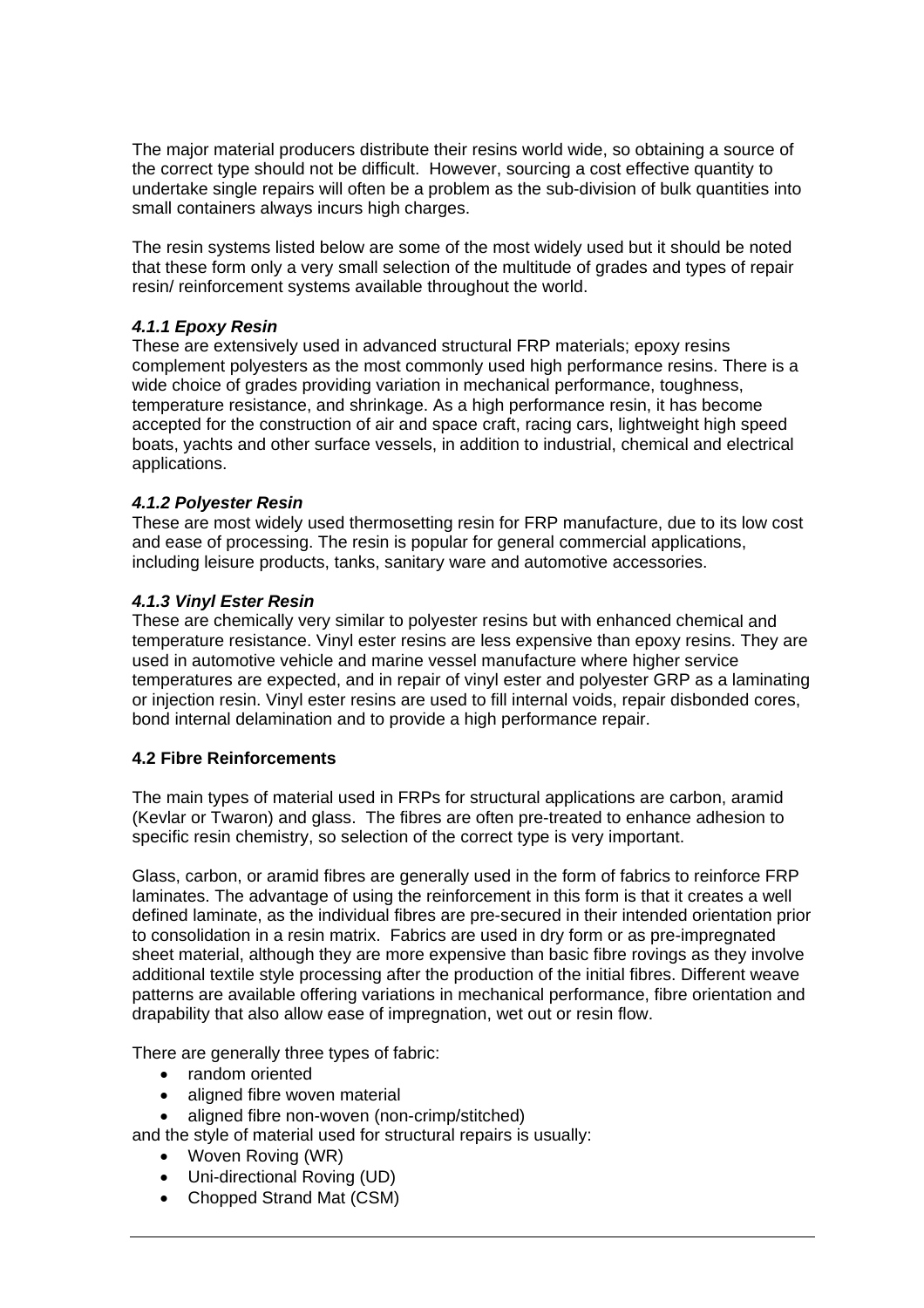The major material producers distribute their resins world wide, so obtaining a source of the correct type should not be difficult. However, sourcing a cost effective quantity to undertake single repairs will often be a problem as the sub-division of bulk quantities into small containers always incurs high charges.

The resin systems listed below are some of the most widely used but it should be noted that these form only a very small selection of the multitude of grades and types of repair resin/ reinforcement systems available throughout the world.

#### *4.1.1 Epoxy Resin*

These are extensively used in advanced structural FRP materials; epoxy resins complement polyesters as the most commonly used high performance resins. There is a wide choice of grades providing variation in mechanical performance, toughness, temperature resistance, and shrinkage. As a high performance resin, it has become accepted for the construction of air and space craft, racing cars, lightweight high speed boats, yachts and other surface vessels, in addition to industrial, chemical and electrical applications.

#### *4.1.2 Polyester Resin*

These are most widely used thermosetting resin for FRP manufacture, due to its low cost and ease of processing. The resin is popular for general commercial applications, including leisure products, tanks, sanitary ware and automotive accessories.

#### *4.1.3 Vinyl Ester Resin*

These are chemically very similar to polyester resins but with enhanced chemical and temperature resistance. Vinyl ester resins are less expensive than epoxy resins. They are used in automotive vehicle and marine vessel manufacture where higher service temperatures are expected, and in repair of vinyl ester and polyester GRP as a laminating or injection resin. Vinyl ester resins are used to fill internal voids, repair disbonded cores, bond internal delamination and to provide a high performance repair.

### 4.2 Fibre Reinforcements

The main types of material used in FRPs for structural applications are carbon, aramid (Kevlar or Twaron) and glass. The fibres are often pre-treated to enhance adhesion to specific resin chemistry, so selection of the correct type is very important.

Glass, carbon, or aramid fibres are generally used in the form of fabrics to reinforce FRP laminates. The advantage of using the reinforcement in this form is that it creates a well defined laminate, as the individual fibres are pre-secured in their intended orientation prior to consolidation in a resin matrix. Fabrics are used in dry form or as pre-impregnated sheet material, although they are more expensive than basic fibre rovings as they involve additional textile style processing after the production of the initial fibres. Different weave patterns are available offering variations in mechanical performance, fibre orientation and drapability that also allow ease of impregnation, wet out or resin flow.

There are generally three types of fabric:

- random oriented
- aligned fibre woven material
- aligned fibre non-woven (non-crimp/stitched)

and the style of material used for structural repairs is usually:

- Woven Roving (WR)
- Uni-directional Roving (UD)
- Chopped Strand Mat (CSM)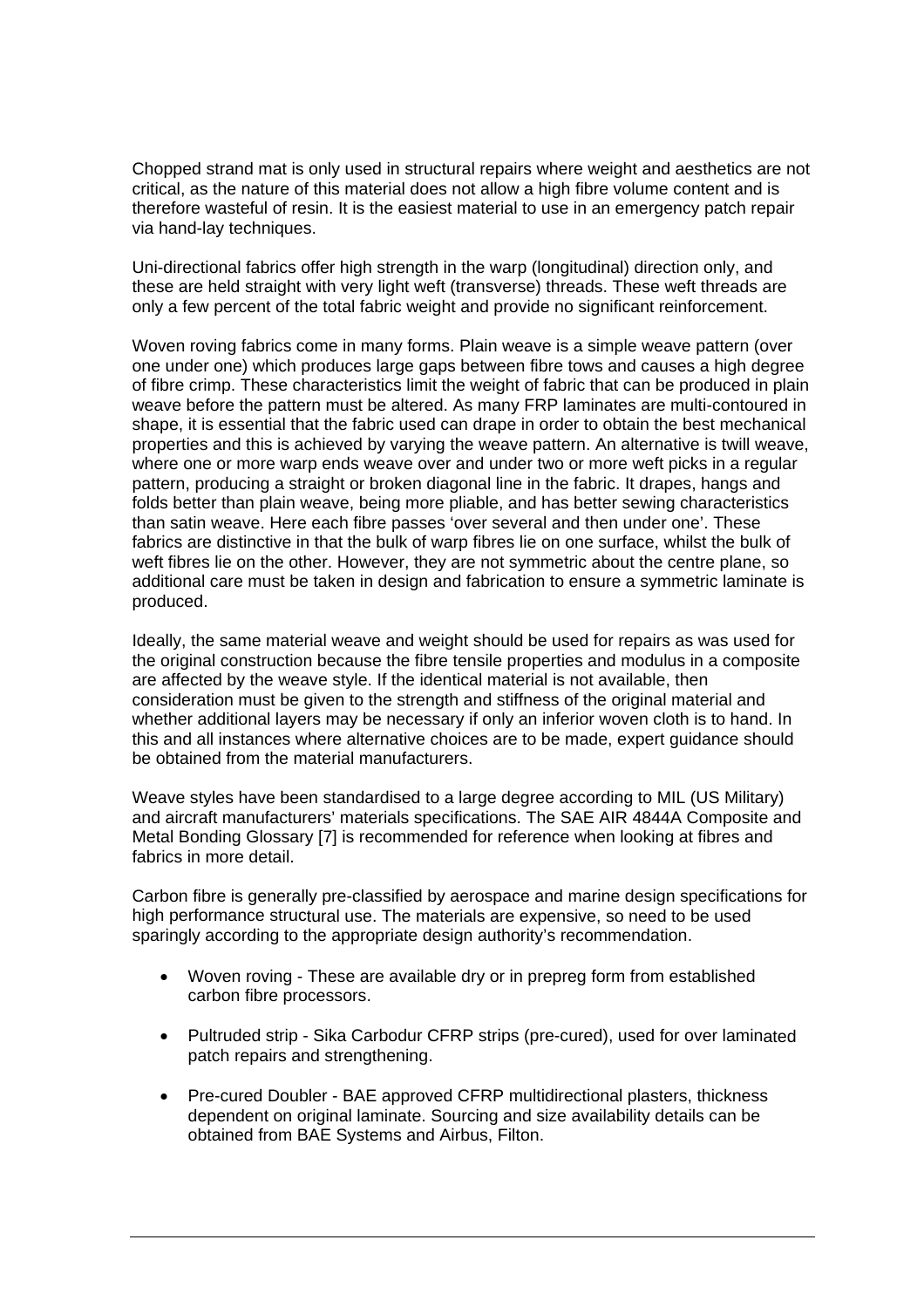Chopped strand mat is only used in structural repairs where weight and aesthetics are not critical, as the nature of this material does not allow a high fibre volume content and is therefore wasteful of resin. It is the easiest material to use in an emergency patch repair via hand-lay techniques.

Uni-directional fabrics offer high strength in the warp (longitudinal) direction only, and these are held straight with very light weft (transverse) threads. These weft threads are only a few percent of the total fabric weight and provide no significant reinforcement.

Woven roving fabrics come in many forms. Plain weave is a simple weave pattern (over one under one) which produces large gaps between fibre tows and causes a high degree of fibre crimp. These characteristics limit the weight of fabric that can be produced in plain weave before the pattern must be altered. As many FRP laminates are multi-contoured in shape, it is essential that the fabric used can drape in order to obtain the best mechanical properties and this is achieved by varying the weave pattern. An alternative is twill weave, where one or more warp ends weave over and under two or more weft picks in a regular pattern, producing a straight or broken diagonal line in the fabric. It drapes, hangs and folds better than plain weave, being more pliable, and has better sewing characteristics than satin weave. Here each fibre passes 'over several and then under one'. These fabrics are distinctive in that the bulk of warp fibres lie on one surface, whilst the bulk of weft fibres lie on the other. However, they are not symmetric about the centre plane, so additional care must be taken in design and fabrication to ensure a symmetric laminate is produced.

Ideally, the same material weave and weight should be used for repairs as was used for the original construction because the fibre tensile properties and modulus in a composite are affected by the weave style. If the identical material is not available, then consideration must be given to the strength and stiffness of the original material and whether additional layers may be necessary if only an inferior woven cloth is to hand. In this and all instances where alternative choices are to be made, expert guidance should be obtained from the material manufacturers.

Weave styles have been standardised to a large degree according to MIL (US Military) and aircraft manufacturers' materials specifications. The SAE AIR 4844A Composite and Metal Bonding Glossary [7] is recommended for reference when looking at fibres and fabrics in more detail.

Carbon fibre is generally pre-classified by aerospace and marine design specifications for high performance structural use. The materials are expensive, so need to be used sparingly according to the appropriate design authority's recommendation.

- Woven roving - These are available dry or in prepreg form from established carbon fibre processors.
- Pultruded strip - Sika Carbodur CFRP strips (pre-cured), used for over laminated patch repairs and strengthening.
- Pre-cured Doubler - BAE approved CFRP multidirectional plasters, thickness dependent on original laminate. Sourcing and size availability details can be obtained from BAE Systems and Airbus, Filton.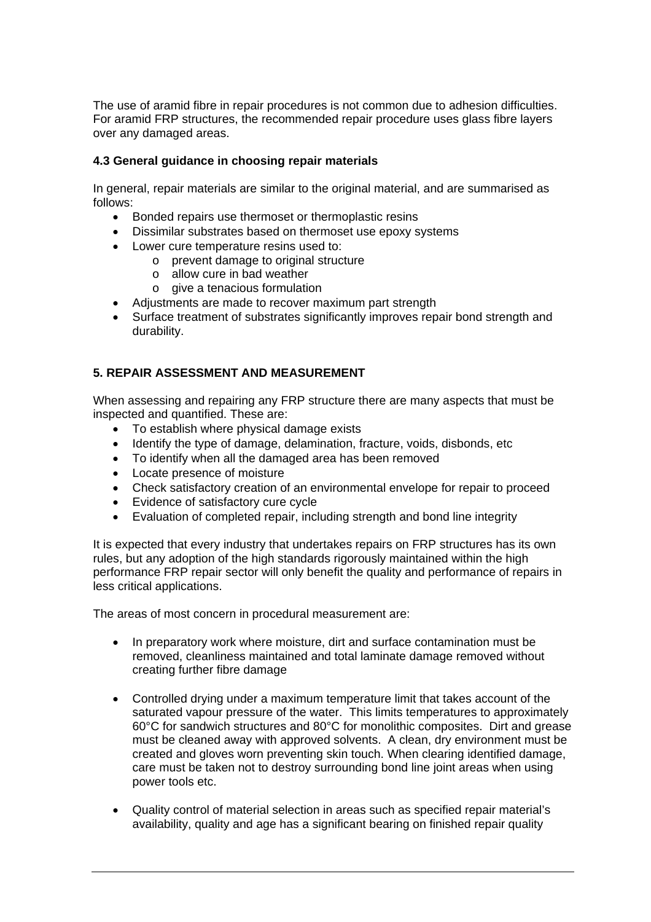The use of aramid fibre in repair procedures is not common due to adhesion difficulties. For aramid FRP structures, the recommended repair procedure uses glass fibre layers over any damaged areas.

### 4.3 General guidance in choosing repair materials

In general, repair materials are similar to the original material, and are summarised as follows:

- Bonded repairs use thermoset or thermoplastic resins
- Dissimilar substrates based on thermoset use epoxy systems
- Lower cure temperature resins used to:
  - prevent damage to original structure
  - allow cure in bad weather
  - give a tenacious formulation
- Adjustments are made to recover maximum part strength
- Surface treatment of substrates significantly improves repair bond strength and durability.

## 5. REPAIR ASSESSMENT AND MEASUREMENT

When assessing and repairing any FRP structure there are many aspects that must be inspected and quantified. These are:

- To establish where physical damage exists
- Identify the type of damage, delamination, fracture, voids, disbonds, etc
- To identify when all the damaged area has been removed
- Locate presence of moisture
- Check satisfactory creation of an environmental envelope for repair to proceed
- Evidence of satisfactory cure cycle
- Evaluation of completed repair, including strength and bond line integrity

It is expected that every industry that undertakes repairs on FRP structures has its own rules, but any adoption of the high standards rigorously maintained within the high performance FRP repair sector will only benefit the quality and performance of repairs in less critical applications.

The areas of most concern in procedural measurement are:

- In preparatory work where moisture, dirt and surface contamination must be removed, cleanliness maintained and total laminate damage removed without creating further fibre damage

- Controlled drying under a maximum temperature limit that takes account of the saturated vapour pressure of the water. This limits temperatures to approximately 60°C for sandwich structures and 80°C for monolithic composites. Dirt and grease must be cleaned away with approved solvents. A clean, dry environment must be created and gloves worn preventing skin touch. When clearing identified damage, care must be taken not to destroy surrounding bond line joint areas when using power tools etc.

- Quality control of material selection in areas such as specified repair material's availability, quality and age has a significant bearing on finished repair quality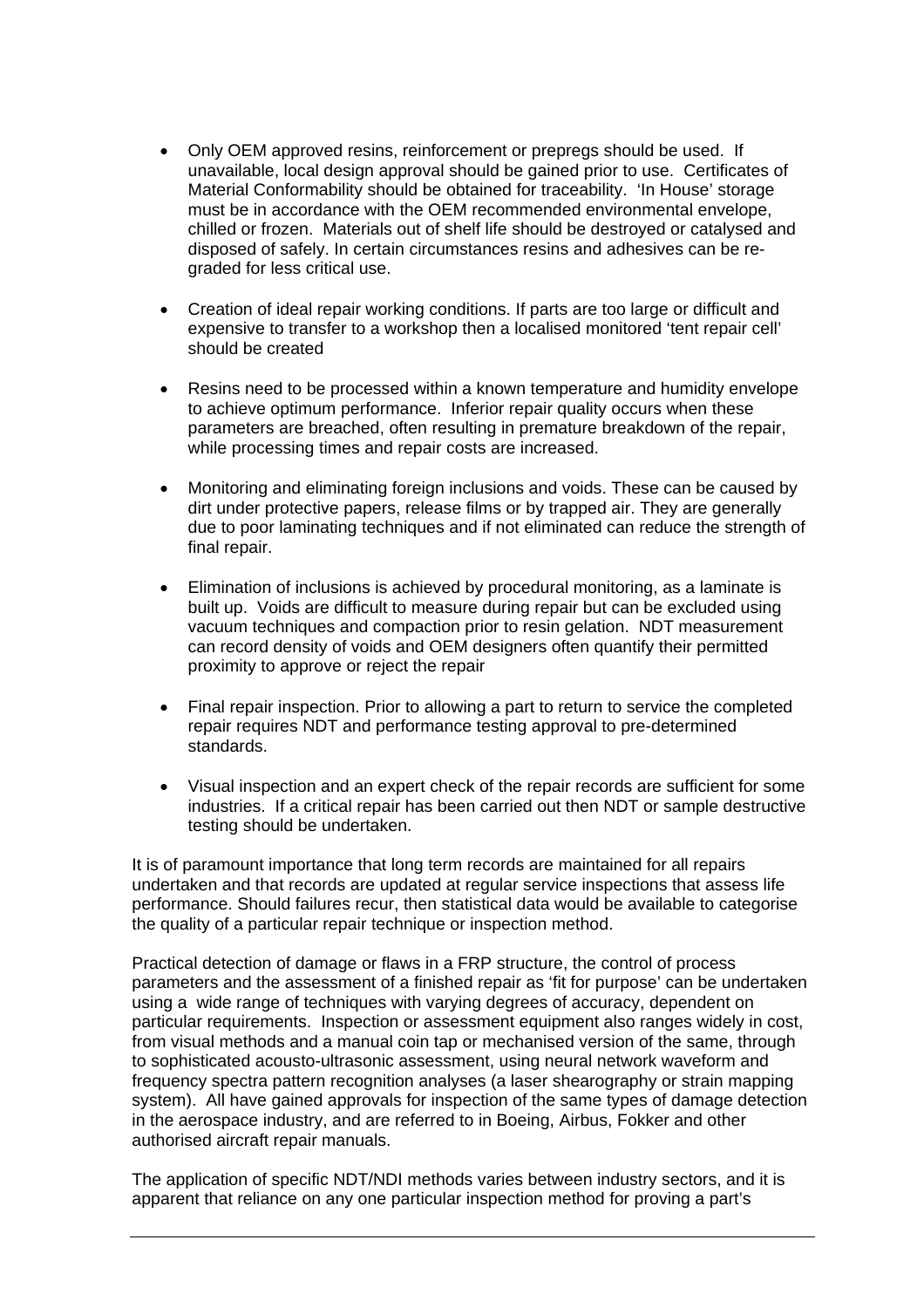- Only OEM approved resins, reinforcement or prepregs should be used. If unavailable, local design approval should be gained prior to use. Certificates of Material Conformability should be obtained for traceability. 'In House' storage must be in accordance with the OEM recommended environmental envelope, chilled or frozen. Materials out of shelf life should be destroyed or catalysed and disposed of safely. In certain circumstances resins and adhesives can be re-graded for less critical use.

- Creation of ideal repair working conditions. If parts are too large or difficult and expensive to transfer to a workshop then a localised monitored 'tent repair cell' should be created

- Resins need to be processed within a known temperature and humidity envelope to achieve optimum performance. Inferior repair quality occurs when these parameters are breached, often resulting in premature breakdown of the repair, while processing times and repair costs are increased.

- Monitoring and eliminating foreign inclusions and voids. These can be caused by dirt under protective papers, release films or by trapped air. They are generally due to poor laminating techniques and if not eliminated can reduce the strength of final repair.

- Elimination of inclusions is achieved by procedural monitoring, as a laminate is built up. Voids are difficult to measure during repair but can be excluded using vacuum techniques and compaction prior to resin gelation. NDT measurement can record density of voids and OEM designers often quantify their permitted proximity to approve or reject the repair

- Final repair inspection. Prior to allowing a part to return to service the completed repair requires NDT and performance testing approval to pre-determined standards.

- Visual inspection and an expert check of the repair records are sufficient for some industries. If a critical repair has been carried out then NDT or sample destructive testing should be undertaken.

It is of paramount importance that long term records are maintained for all repairs undertaken and that records are updated at regular service inspections that assess life performance. Should failures recur, then statistical data would be available to categorise the quality of a particular repair technique or inspection method.

Practical detection of damage or flaws in a FRP structure, the control of process parameters and the assessment of a finished repair as 'fit for purpose' can be undertaken using a wide range of techniques with varying degrees of accuracy, dependent on particular requirements. Inspection or assessment equipment also ranges widely in cost, from visual methods and a manual coin tap or mechanised version of the same, through to sophisticated acousto-ultrasonic assessment, using neural network waveform and frequency spectra pattern recognition analyses (a laser shearography or strain mapping system). All have gained approvals for inspection of the same types of damage detection in the aerospace industry, and are referred to in Boeing, Airbus, Fokker and other authorised aircraft repair manuals.

The application of specific NDT/NDI methods varies between industry sectors, and it is apparent that reliance on any one particular inspection method for proving a part's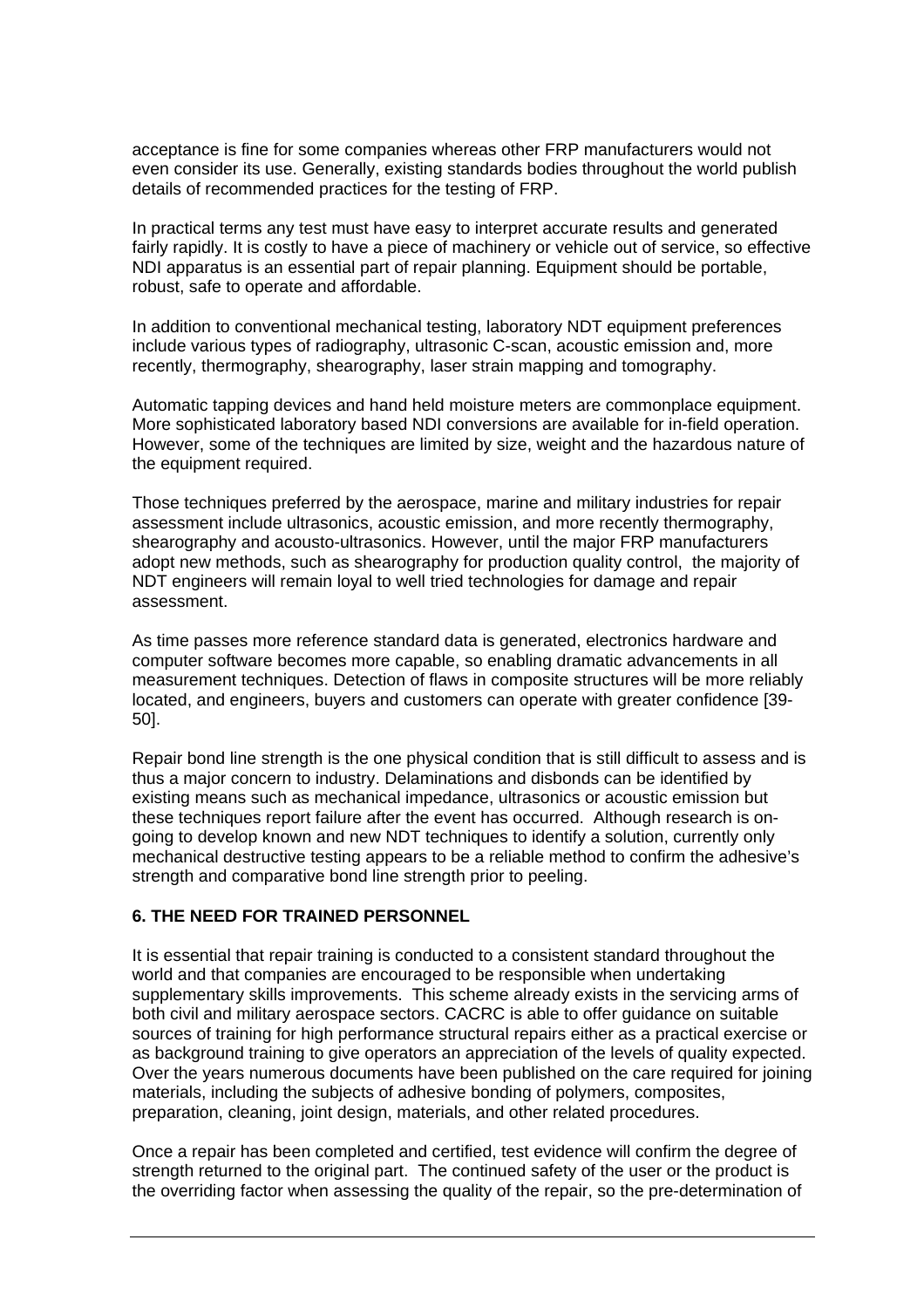acceptance is fine for some companies whereas other FRP manufacturers would not even consider its use. Generally, existing standards bodies throughout the world publish details of recommended practices for the testing of FRP.

In practical terms any test must have easy to interpret accurate results and generated fairly rapidly. It is costly to have a piece of machinery or vehicle out of service, so effective NDI apparatus is an essential part of repair planning. Equipment should be portable, robust, safe to operate and affordable.

In addition to conventional mechanical testing, laboratory NDT equipment preferences include various types of radiography, ultrasonic C-scan, acoustic emission and, more recently, thermography, shearography, laser strain mapping and tomography.

Automatic tapping devices and hand held moisture meters are commonplace equipment. More sophisticated laboratory based NDI conversions are available for in-field operation. However, some of the techniques are limited by size, weight and the hazardous nature of the equipment required.

Those techniques preferred by the aerospace, marine and military industries for repair assessment include ultrasonics, acoustic emission, and more recently thermography, shearography and acousto-ultrasonics. However, until the major FRP manufacturers adopt new methods, such as shearography for production quality control, the majority of NDT engineers will remain loyal to well tried technologies for damage and repair assessment.

As time passes more reference standard data is generated, electronics hardware and computer software becomes more capable, so enabling dramatic advancements in all measurement techniques. Detection of flaws in composite structures will be more reliably located, and engineers, buyers and customers can operate with greater confidence [39-50].

Repair bond line strength is the one physical condition that is still difficult to assess and is thus a major concern to industry. Delaminations and disbonds can be identified by existing means such as mechanical impedance, ultrasonics or acoustic emission but these techniques report failure after the event has occurred. Although research is on-going to develop known and new NDT techniques to identify a solution, currently only mechanical destructive testing appears to be a reliable method to confirm the adhesive's strength and comparative bond line strength prior to peeling.

## 6. THE NEED FOR TRAINED PERSONNEL

It is essential that repair training is conducted to a consistent standard throughout the world and that companies are encouraged to be responsible when undertaking supplementary skills improvements. This scheme already exists in the servicing arms of both civil and military aerospace sectors. CACRC is able to offer guidance on suitable sources of training for high performance structural repairs either as a practical exercise or as background training to give operators an appreciation of the levels of quality expected. Over the years numerous documents have been published on the care required for joining materials, including the subjects of adhesive bonding of polymers, composites, preparation, cleaning, joint design, materials, and other related procedures.

Once a repair has been completed and certified, test evidence will confirm the degree of strength returned to the original part. The continued safety of the user or the product is the overriding factor when assessing the quality of the repair, so the pre-determination of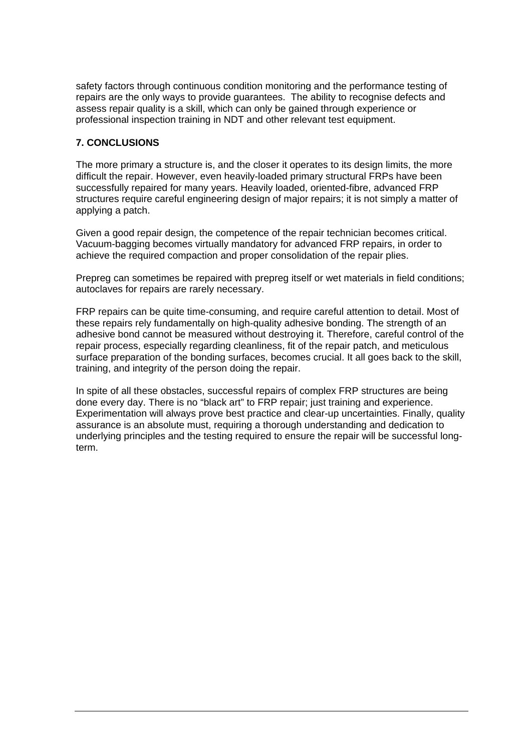safety factors through continuous condition monitoring and the performance testing of repairs are the only ways to provide guarantees. The ability to recognise defects and assess repair quality is a skill, which can only be gained through experience or professional inspection training in NDT and other relevant test equipment.

## 7. CONCLUSIONS

The more primary a structure is, and the closer it operates to its design limits, the more difficult the repair. However, even heavily-loaded primary structural FRPs have been successfully repaired for many years. Heavily loaded, oriented-fibre, advanced FRP structures require careful engineering design of major repairs; it is not simply a matter of applying a patch.

Given a good repair design, the competence of the repair technician becomes critical. Vacuum-bagging becomes virtually mandatory for advanced FRP repairs, in order to achieve the required compaction and proper consolidation of the repair plies.

Prepreg can sometimes be repaired with prepreg itself or wet materials in field conditions; autoclaves for repairs are rarely necessary.

FRP repairs can be quite time-consuming, and require careful attention to detail. Most of these repairs rely fundamentally on high-quality adhesive bonding. The strength of an adhesive bond cannot be measured without destroying it. Therefore, careful control of the repair process, especially regarding cleanliness, fit of the repair patch, and meticulous surface preparation of the bonding surfaces, becomes crucial. It all goes back to the skill, training, and integrity of the person doing the repair.

In spite of all these obstacles, successful repairs of complex FRP structures are being done every day. There is no "black art" to FRP repair; just training and experience. Experimentation will always prove best practice and clear-up uncertainties. Finally, quality assurance is an absolute must, requiring a thorough understanding and dedication to underlying principles and the testing required to ensure the repair will be successful long-term.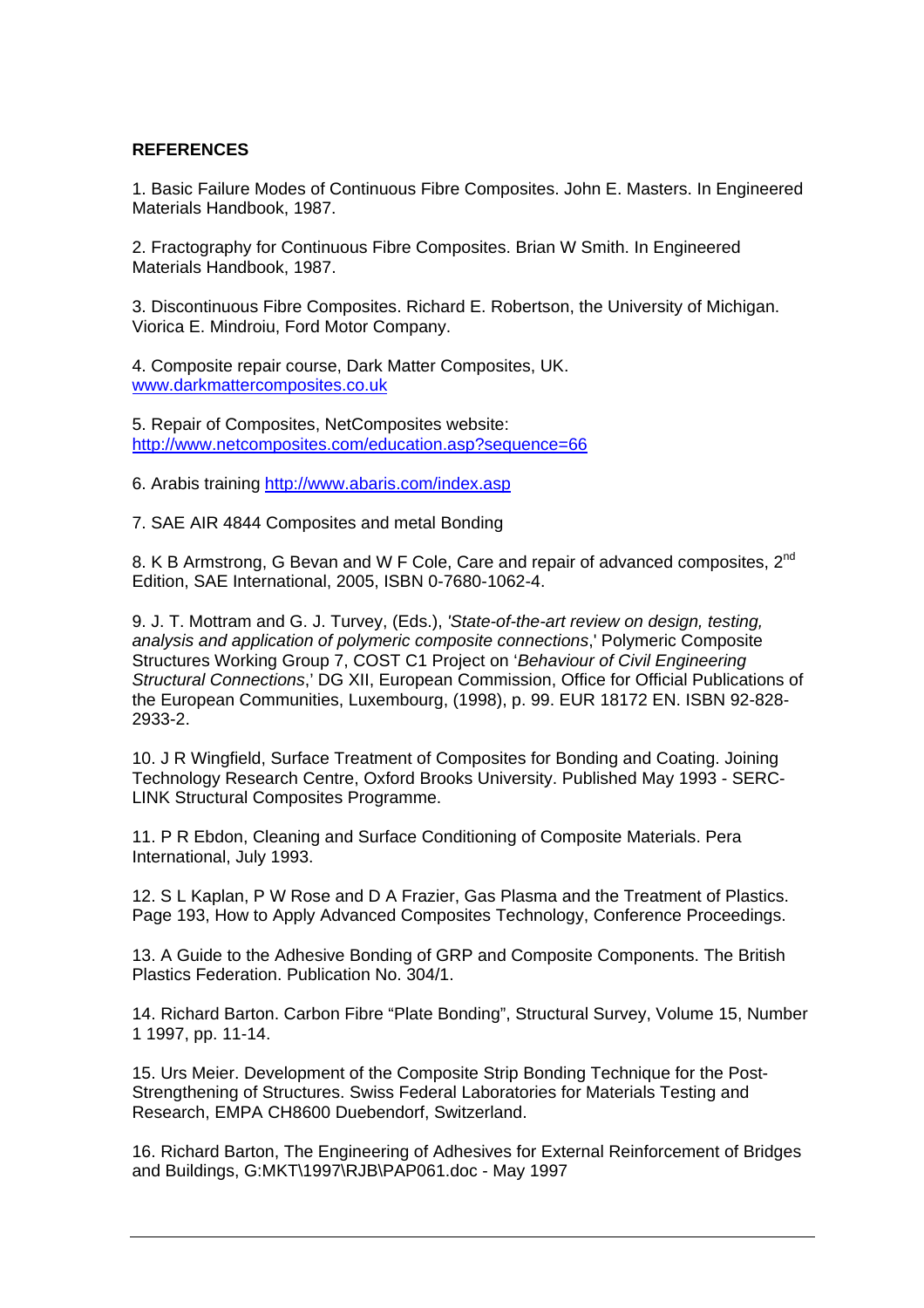**REFERENCES**

1. Basic Failure Modes of Continuous Fibre Composites. John E. Masters. In Engineered Materials Handbook, 1987.

2. Fractography for Continuous Fibre Composites. Brian W Smith. In Engineered Materials Handbook, 1987.

3. Discontinuous Fibre Composites. Richard E. Robertson, the University of Michigan. Viorica E. Mindroiu, Ford Motor Company.

4. Composite repair course, Dark Matter Composites, UK. www.darkmattercomposites.co.uk

5. Repair of Composites, NetComposites website: http://www.netcomposites.com/education.asp?sequence=66

6. Arabis training http://www.abaris.com/index.asp

7. SAE AIR 4844 Composites and metal Bonding

8. K B Armstrong, G Bevan and W F Cole, Care and repair of advanced composites, 2nd Edition, SAE International, 2005, ISBN 0-7680-1062-4.

9. J. T. Mottram and G. J. Turvey, (Eds.), *'State-of-the-art review on design, testing, analysis and application of polymeric composite connections*,' Polymeric Composite Structures Working Group 7, COST C1 Project on '*Behaviour of Civil Engineering Structural Connections*,' DG XII, European Commission, Office for Official Publications of the European Communities, Luxembourg, (1998), p. 99. EUR 18172 EN. ISBN 92-828-2933-2.

10. J R Wingfield, Surface Treatment of Composites for Bonding and Coating. Joining Technology Research Centre, Oxford Brooks University. Published May 1993 - SERC-LINK Structural Composites Programme.

11. P R Ebdon, Cleaning and Surface Conditioning of Composite Materials. Pera International, July 1993.

12. S L Kaplan, P W Rose and D A Frazier, Gas Plasma and the Treatment of Plastics. Page 193, How to Apply Advanced Composites Technology, Conference Proceedings.

13. A Guide to the Adhesive Bonding of GRP and Composite Components. The British Plastics Federation. Publication No. 304/1.

14. Richard Barton. Carbon Fibre "Plate Bonding", Structural Survey, Volume 15, Number 1 1997, pp. 11-14.

15. Urs Meier. Development of the Composite Strip Bonding Technique for the Post-Strengthening of Structures. Swiss Federal Laboratories for Materials Testing and Research, EMPA CH8600 Duebendorf, Switzerland.

16. Richard Barton, The Engineering of Adhesives for External Reinforcement of Bridges and Buildings, G:MKT\1997\RJB\PAP061.doc - May 1997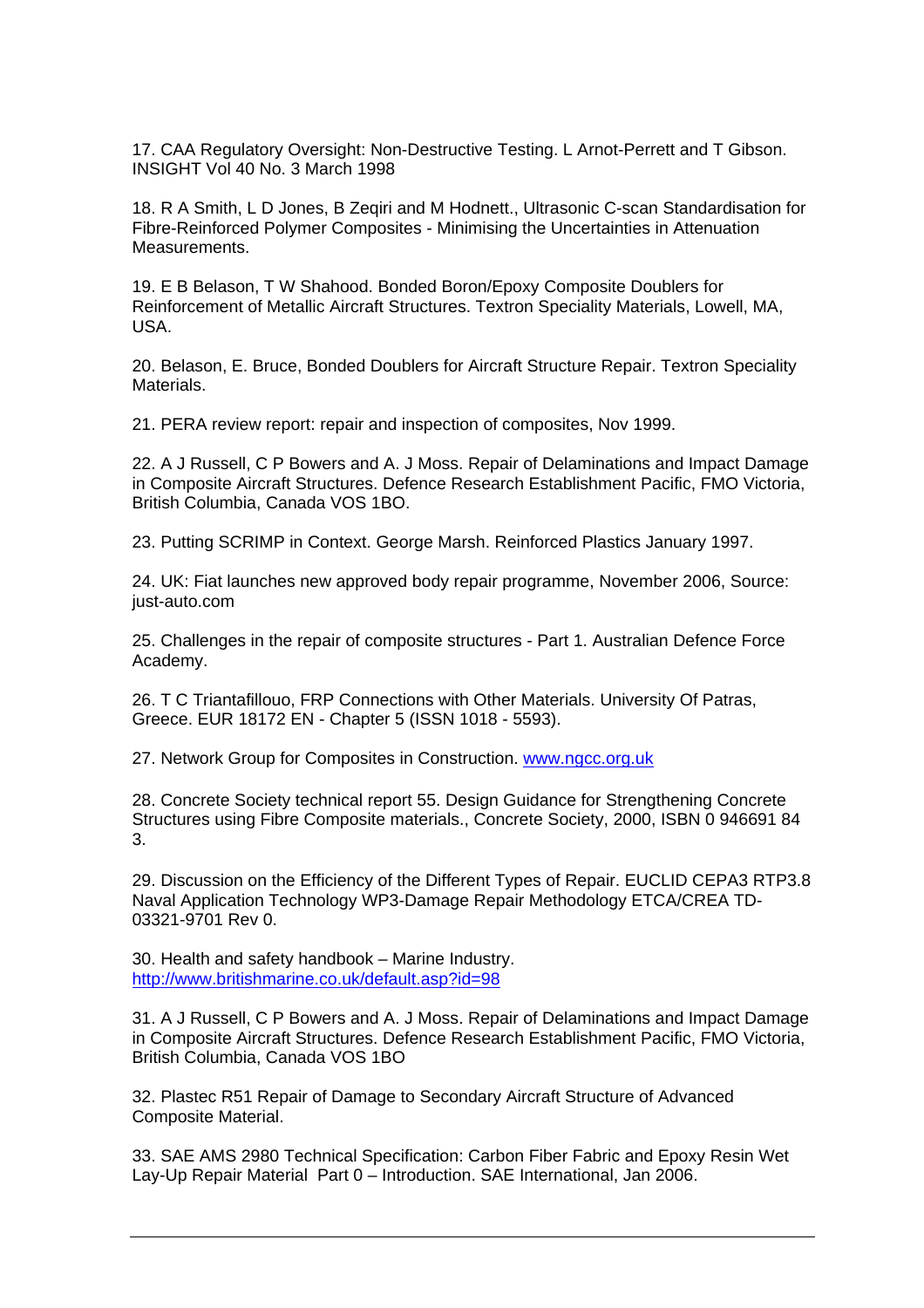17. CAA Regulatory Oversight: Non-Destructive Testing. L Arnot-Perrett and T Gibson. INSIGHT Vol 40 No. 3 March 1998

18. R A Smith, L D Jones, B Zeqiri and M Hodnett., Ultrasonic C-scan Standardisation for Fibre-Reinforced Polymer Composites - Minimising the Uncertainties in Attenuation Measurements.

19. E B Belason, T W Shahood. Bonded Boron/Epoxy Composite Doublers for Reinforcement of Metallic Aircraft Structures. Textron Speciality Materials, Lowell, MA, USA.

20. Belason, E. Bruce, Bonded Doublers for Aircraft Structure Repair. Textron Speciality Materials.

21. PERA review report: repair and inspection of composites, Nov 1999.

22. A J Russell, C P Bowers and A. J Moss. Repair of Delaminations and Impact Damage in Composite Aircraft Structures. Defence Research Establishment Pacific, FMO Victoria, British Columbia, Canada VOS 1BO.

23. Putting SCRIMP in Context. George Marsh. Reinforced Plastics January 1997.

24. UK: Fiat launches new approved body repair programme, November 2006, Source: just-auto.com

25. Challenges in the repair of composite structures - Part 1. Australian Defence Force Academy.

26. T C Triantafillouo, FRP Connections with Other Materials. University Of Patras, Greece. EUR 18172 EN - Chapter 5 (ISSN 1018 - 5593).

27. Network Group for Composites in Construction. www.ngcc.org.uk

28. Concrete Society technical report 55. Design Guidance for Strengthening Concrete Structures using Fibre Composite materials., Concrete Society, 2000, ISBN 0 946691 84 3.

29. Discussion on the Efficiency of the Different Types of Repair. EUCLID CEPA3 RTP3.8 Naval Application Technology WP3-Damage Repair Methodology ETCA/CREA TD-03321-9701 Rev 0.

30. Health and safety handbook – Marine Industry. http://www.britishmarine.co.uk/default.asp?id=98

31. A J Russell, C P Bowers and A. J Moss. Repair of Delaminations and Impact Damage in Composite Aircraft Structures. Defence Research Establishment Pacific, FMO Victoria, British Columbia, Canada VOS 1BO

32. Plastec R51 Repair of Damage to Secondary Aircraft Structure of Advanced Composite Material.

33. SAE AMS 2980 Technical Specification: Carbon Fiber Fabric and Epoxy Resin Wet Lay-Up Repair Material Part 0 – Introduction. SAE International, Jan 2006.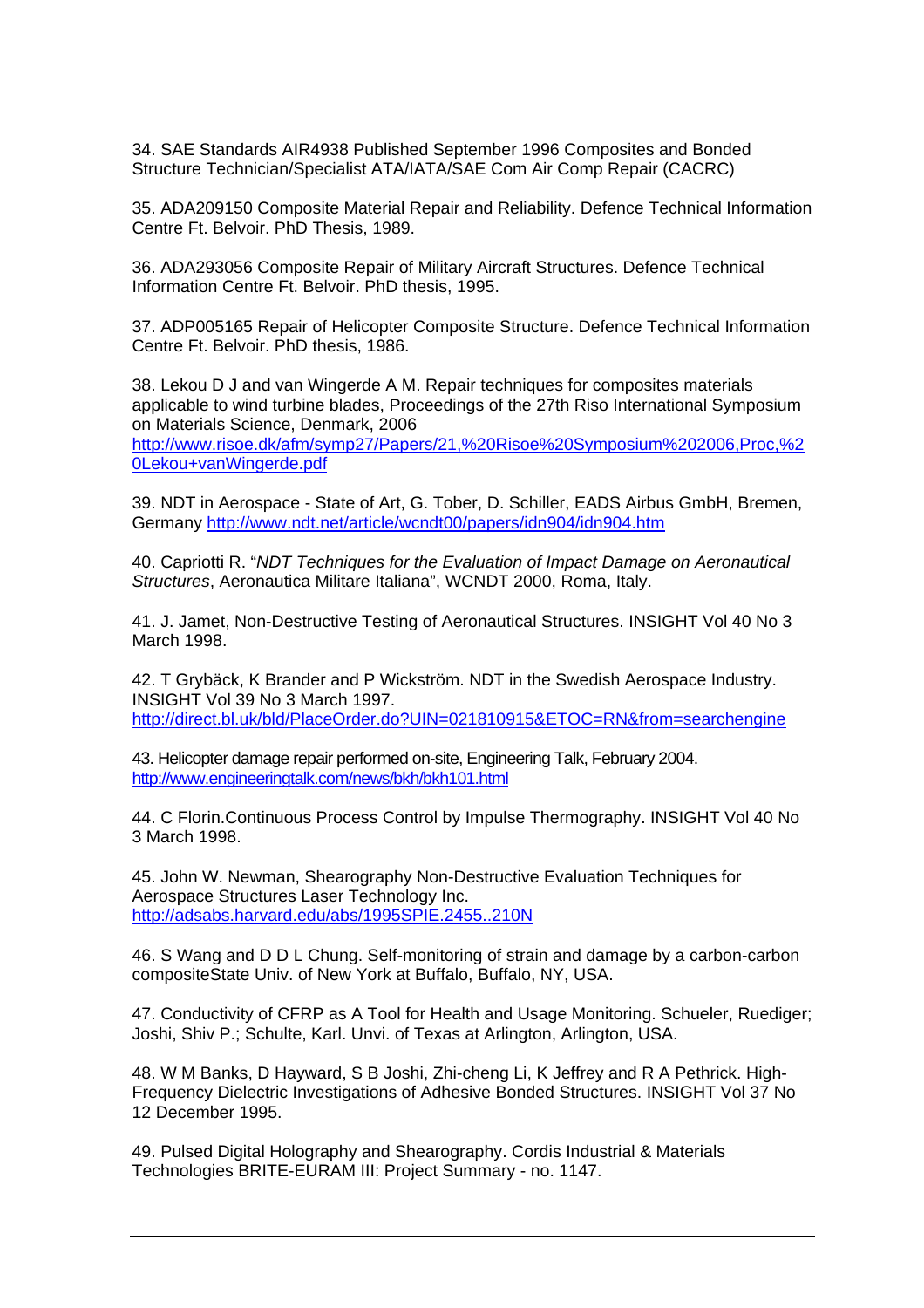34. SAE Standards AIR4938 Published September 1996 Composites and Bonded Structure Technician/Specialist ATA/IATA/SAE Com Air Comp Repair (CACRC)

35. ADA209150 Composite Material Repair and Reliability. Defence Technical Information Centre Ft. Belvoir. PhD Thesis, 1989.

36. ADA293056 Composite Repair of Military Aircraft Structures. Defence Technical Information Centre Ft. Belvoir. PhD thesis, 1995.

37. ADP005165 Repair of Helicopter Composite Structure. Defence Technical Information Centre Ft. Belvoir. PhD thesis, 1986.

38. Lekou D J and van Wingerde A M. Repair techniques for composites materials applicable to wind turbine blades, Proceedings of the 27th Riso International Symposium on Materials Science, Denmark, 2006
http://www.risoe.dk/afm/symp27/Papers/21,%20Risoe%20Symposium%202006,Proc,%20Lekou+vanWingerde.pdf

39. NDT in Aerospace - State of Art, G. Tober, D. Schiller, EADS Airbus GmbH, Bremen, Germany http://www.ndt.net/article/wcndt00/papers/idn904/idn904.htm

40. Capriotti R. "*NDT Techniques for the Evaluation of Impact Damage on Aeronautical Structures*, Aeronautica Militare Italiana", WCNDT 2000, Roma, Italy.

41. J. Jamet, Non-Destructive Testing of Aeronautical Structures. INSIGHT Vol 40 No 3 March 1998.

42. T Grybäck, K Brander and P Wickström. NDT in the Swedish Aerospace Industry. INSIGHT Vol 39 No 3 March 1997.
http://direct.bl.uk/bld/PlaceOrder.do?UIN=021810915&ETOC=RN&from=searchengine

43. Helicopter damage repair performed on-site, Engineering Talk, February 2004.
http://www.engineeringtalk.com/news/bkh/bkh101.html

44. C Florin.Continuous Process Control by Impulse Thermography. INSIGHT Vol 40 No 3 March 1998.

45. John W. Newman, Shearography Non-Destructive Evaluation Techniques for Aerospace Structures Laser Technology Inc.
http://adsabs.harvard.edu/abs/1995SPIE.2455..210N

46. S Wang and D D L Chung. Self-monitoring of strain and damage by a carbon-carbon compositeState Univ. of New York at Buffalo, Buffalo, NY, USA.

47. Conductivity of CFRP as A Tool for Health and Usage Monitoring. Schueler, Ruediger; Joshi, Shiv P.; Schulte, Karl. Unvi. of Texas at Arlington, Arlington, USA.

48. W M Banks, D Hayward, S B Joshi, Zhi-cheng Li, K Jeffrey and R A Pethrick. High-Frequency Dielectric Investigations of Adhesive Bonded Structures. INSIGHT Vol 37 No 12 December 1995.

49. Pulsed Digital Holography and Shearography. Cordis Industrial & Materials Technologies BRITE-EURAM III: Project Summary - no. 1147.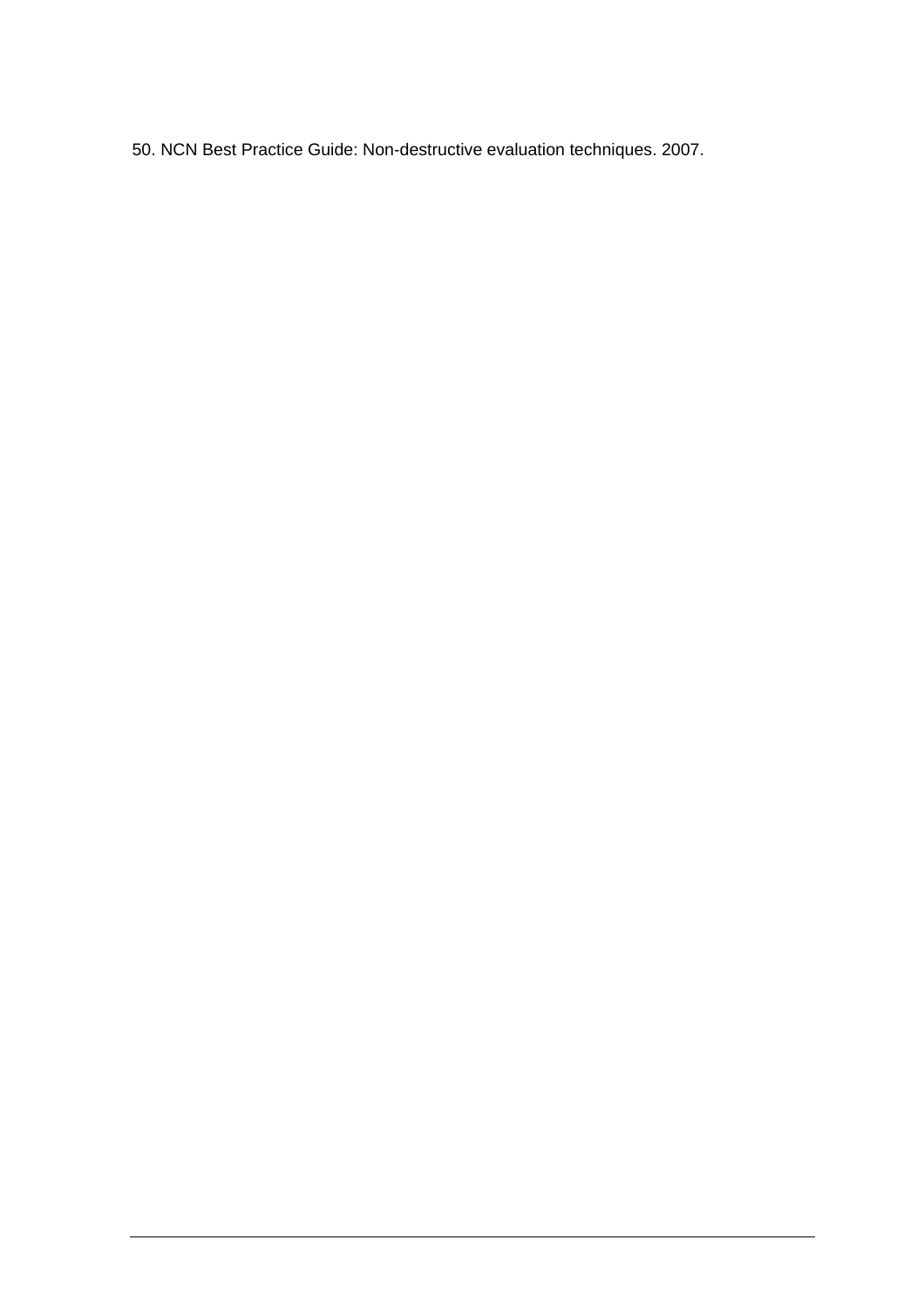50. NCN Best Practice Guide: Non-destructive evaluation techniques. 2007.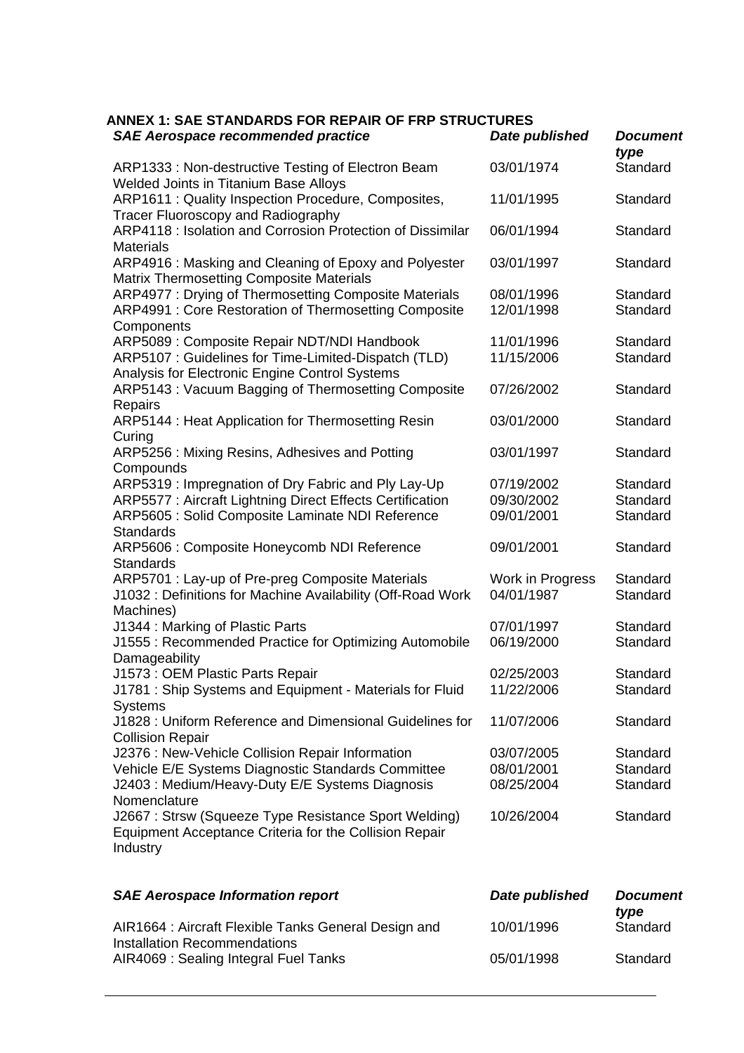## ANNEX 1: SAE STANDARDS FOR REPAIR OF FRP STRUCTURES

| *SAE Aerospace recommended practice* | *Date published* | *Document type* |
|---|---|---|
| ARP1333 : Non-destructive Testing of Electron Beam Welded Joints in Titanium Base Alloys | 03/01/1974 | Standard |
| ARP1611 : Quality Inspection Procedure, Composites, Tracer Fluoroscopy and Radiography | 11/01/1995 | Standard |
| ARP4118 : Isolation and Corrosion Protection of Dissimilar Materials | 06/01/1994 | Standard |
| ARP4916 : Masking and Cleaning of Epoxy and Polyester Matrix Thermosetting Composite Materials | 03/01/1997 | Standard |
| ARP4977 : Drying of Thermosetting Composite Materials | 08/01/1996 | Standard |
| ARP4991 : Core Restoration of Thermosetting Composite Components | 12/01/1998 | Standard |
| ARP5089 : Composite Repair NDT/NDI Handbook | 11/01/1996 | Standard |
| ARP5107 : Guidelines for Time-Limited-Dispatch (TLD) Analysis for Electronic Engine Control Systems | 11/15/2006 | Standard |
| ARP5143 : Vacuum Bagging of Thermosetting Composite Repairs | 07/26/2002 | Standard |
| ARP5144 : Heat Application for Thermosetting Resin Curing | 03/01/2000 | Standard |
| ARP5256 : Mixing Resins, Adhesives and Potting Compounds | 03/01/1997 | Standard |
| ARP5319 : Impregnation of Dry Fabric and Ply Lay-Up | 07/19/2002 | Standard |
| ARP5577 : Aircraft Lightning Direct Effects Certification | 09/30/2002 | Standard |
| ARP5605 : Solid Composite Laminate NDI Reference Standards | 09/01/2001 | Standard |
| ARP5606 : Composite Honeycomb NDI Reference Standards | 09/01/2001 | Standard |
| ARP5701 : Lay-up of Pre-preg Composite Materials | Work in Progress | Standard |
| J1032 : Definitions for Machine Availability (Off-Road Work Machines) | 04/01/1987 | Standard |
| J1344 : Marking of Plastic Parts | 07/01/1997 | Standard |
| J1555 : Recommended Practice for Optimizing Automobile Damageability | 06/19/2000 | Standard |
| J1573 : OEM Plastic Parts Repair | 02/25/2003 | Standard |
| J1781 : Ship Systems and Equipment - Materials for Fluid Systems | 11/22/2006 | Standard |
| J1828 : Uniform Reference and Dimensional Guidelines for Collision Repair | 11/07/2006 | Standard |
| J2376 : New-Vehicle Collision Repair Information | 03/07/2005 | Standard |
| Vehicle E/E Systems Diagnostic Standards Committee | 08/01/2001 | Standard |
| J2403 : Medium/Heavy-Duty E/E Systems Diagnosis Nomenclature | 08/25/2004 | Standard |
| J2667 : Strsw (Squeeze Type Resistance Sport Welding) Equipment Acceptance Criteria for the Collision Repair Industry | 10/26/2004 | Standard |

| *SAE Aerospace Information report* | *Date published* | *Document type* |
|---|---|---|
| AIR1664 : Aircraft Flexible Tanks General Design and Installation Recommendations | 10/01/1996 | Standard |
| AIR4069 : Sealing Integral Fuel Tanks | 05/01/1998 | Standard |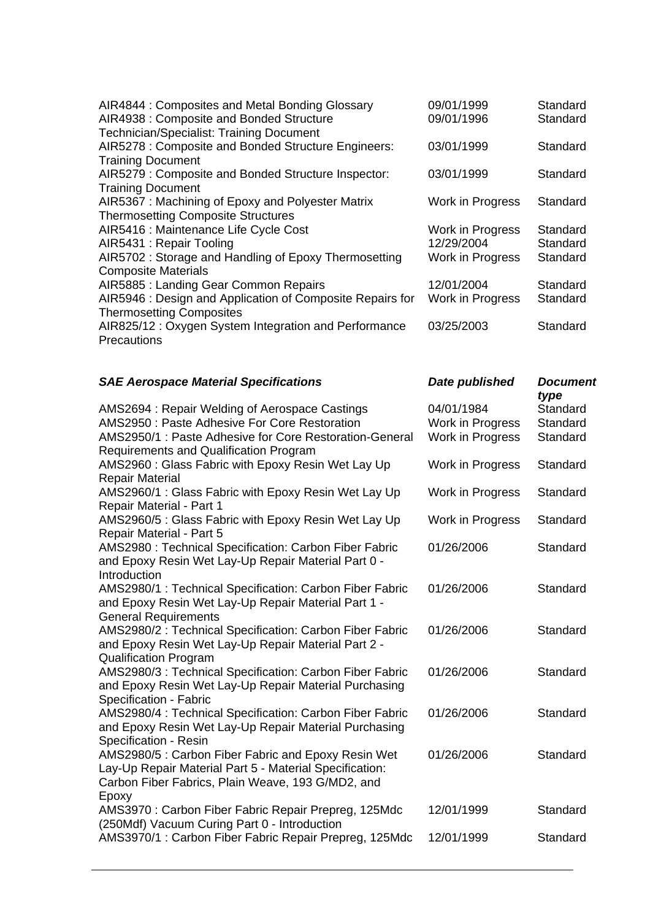| | | |
|---|---|---|
| AIR4844 : Composites and Metal Bonding Glossary | 09/01/1999 | Standard |
| AIR4938 : Composite and Bonded Structure Technician/Specialist: Training Document | 09/01/1996 | Standard |
| AIR5278 : Composite and Bonded Structure Engineers: Training Document | 03/01/1999 | Standard |
| AIR5279 : Composite and Bonded Structure Inspector: Training Document | 03/01/1999 | Standard |
| AIR5367 : Machining of Epoxy and Polyester Matrix Thermosetting Composite Structures | Work in Progress | Standard |
| AIR5416 : Maintenance Life Cycle Cost | Work in Progress | Standard |
| AIR5431 : Repair Tooling | 12/29/2004 | Standard |
| AIR5702 : Storage and Handling of Epoxy Thermosetting Composite Materials | Work in Progress | Standard |
| AIR5885 : Landing Gear Common Repairs | 12/01/2004 | Standard |
| AIR5946 : Design and Application of Composite Repairs for Thermosetting Composites | Work in Progress | Standard |
| AIR825/12 : Oxygen System Integration and Performance Precautions | 03/25/2003 | Standard |

| ***SAE Aerospace Material Specifications*** | ***Date published*** | ***Document type*** |
|---|---|---|
| AMS2694 : Repair Welding of Aerospace Castings | 04/01/1984 | Standard |
| AMS2950 : Paste Adhesive For Core Restoration | Work in Progress | Standard |
| AMS2950/1 : Paste Adhesive for Core Restoration-General Requirements and Qualification Program | Work in Progress | Standard |
| AMS2960 : Glass Fabric with Epoxy Resin Wet Lay Up Repair Material | Work in Progress | Standard |
| AMS2960/1 : Glass Fabric with Epoxy Resin Wet Lay Up Repair Material - Part 1 | Work in Progress | Standard |
| AMS2960/5 : Glass Fabric with Epoxy Resin Wet Lay Up Repair Material - Part 5 | Work in Progress | Standard |
| AMS2980 : Technical Specification: Carbon Fiber Fabric and Epoxy Resin Wet Lay-Up Repair Material Part 0 - Introduction | 01/26/2006 | Standard |
| AMS2980/1 : Technical Specification: Carbon Fiber Fabric and Epoxy Resin Wet Lay-Up Repair Material Part 1 - General Requirements | 01/26/2006 | Standard |
| AMS2980/2 : Technical Specification: Carbon Fiber Fabric and Epoxy Resin Wet Lay-Up Repair Material Part 2 - Qualification Program | 01/26/2006 | Standard |
| AMS2980/3 : Technical Specification: Carbon Fiber Fabric and Epoxy Resin Wet Lay-Up Repair Material Purchasing Specification - Fabric | 01/26/2006 | Standard |
| AMS2980/4 : Technical Specification: Carbon Fiber Fabric and Epoxy Resin Wet Lay-Up Repair Material Purchasing Specification - Resin | 01/26/2006 | Standard |
| AMS2980/5 : Carbon Fiber Fabric and Epoxy Resin Wet Lay-Up Repair Material Part 5 - Material Specification: Carbon Fiber Fabrics, Plain Weave, 193 G/MD2, and Epoxy | 01/26/2006 | Standard |
| AMS3970 : Carbon Fiber Fabric Repair Prepreg, 125Mdc (250Mdf) Vacuum Curing Part 0 - Introduction | 12/01/1999 | Standard |
| AMS3970/1 : Carbon Fiber Fabric Repair Prepreg, 125Mdc | 12/01/1999 | Standard |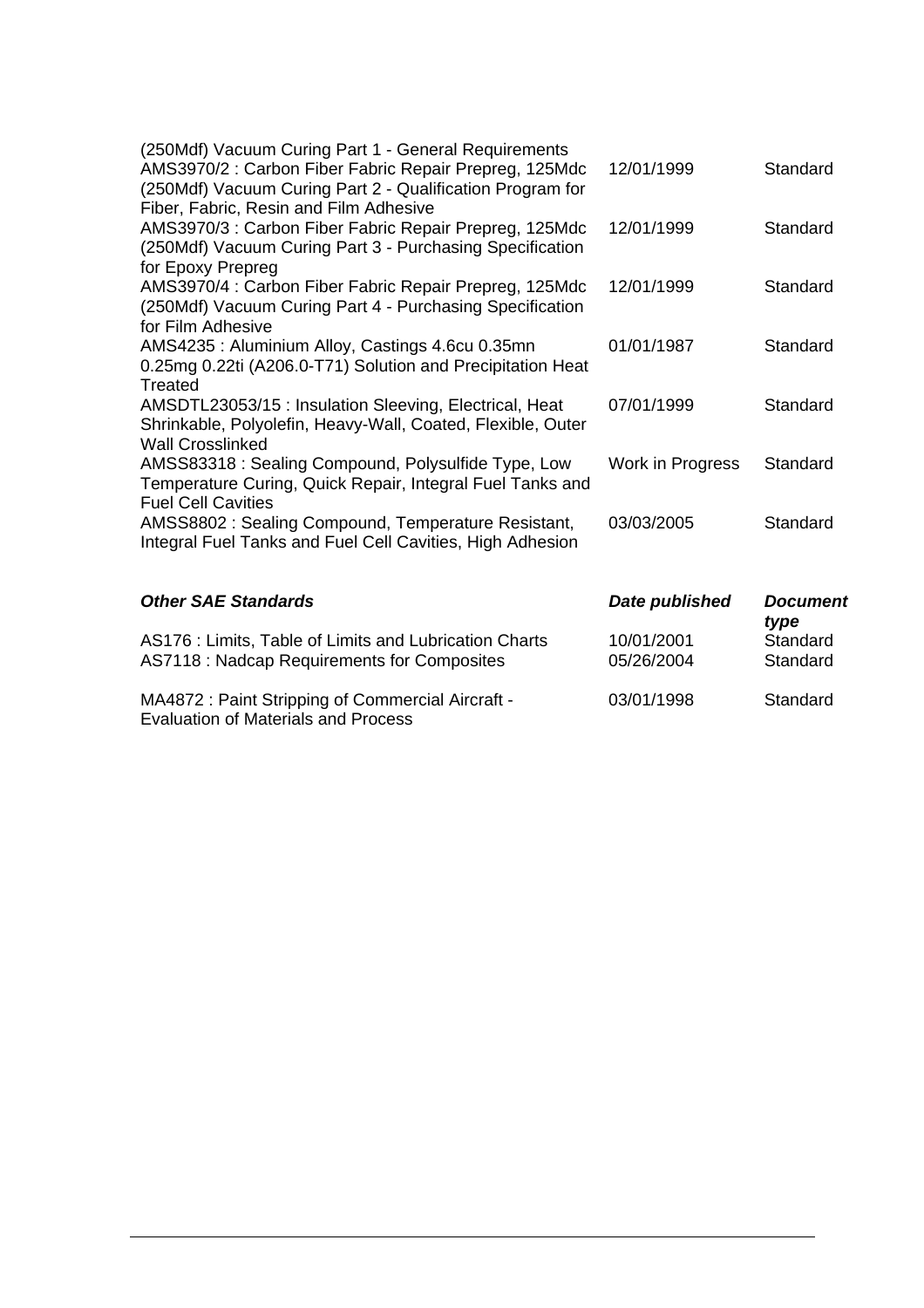| | | |
|---|---|---|
| (250Mdf) Vacuum Curing Part 1 - General Requirements | | |
| AMS3970/2 : Carbon Fiber Fabric Repair Prepreg, 125Mdc (250Mdf) Vacuum Curing Part 2 - Qualification Program for Fiber, Fabric, Resin and Film Adhesive | 12/01/1999 | Standard |
| AMS3970/3 : Carbon Fiber Fabric Repair Prepreg, 125Mdc (250Mdf) Vacuum Curing Part 3 - Purchasing Specification for Epoxy Prepreg | 12/01/1999 | Standard |
| AMS3970/4 : Carbon Fiber Fabric Repair Prepreg, 125Mdc (250Mdf) Vacuum Curing Part 4 - Purchasing Specification for Film Adhesive | 12/01/1999 | Standard |
| AMS4235 : Aluminium Alloy, Castings 4.6cu 0.35mn 0.25mg 0.22ti (A206.0-T71) Solution and Precipitation Heat Treated | 01/01/1987 | Standard |
| AMSDTL23053/15 : Insulation Sleeving, Electrical, Heat Shrinkable, Polyolefin, Heavy-Wall, Coated, Flexible, Outer Wall Crosslinked | 07/01/1999 | Standard |
| AMSS83318 : Sealing Compound, Polysulfide Type, Low Temperature Curing, Quick Repair, Integral Fuel Tanks and Fuel Cell Cavities | Work in Progress | Standard |
| AMSS8802 : Sealing Compound, Temperature Resistant, Integral Fuel Tanks and Fuel Cell Cavities, High Adhesion | 03/03/2005 | Standard |

| ***Other SAE Standards*** | ***Date published*** | ***Document type*** |
|---|---|---|
| AS176 : Limits, Table of Limits and Lubrication Charts | 10/01/2001 | Standard |
| AS7118 : Nadcap Requirements for Composites | 05/26/2004 | Standard |
| MA4872 : Paint Stripping of Commercial Aircraft - Evaluation of Materials and Process | 03/01/1998 | Standard |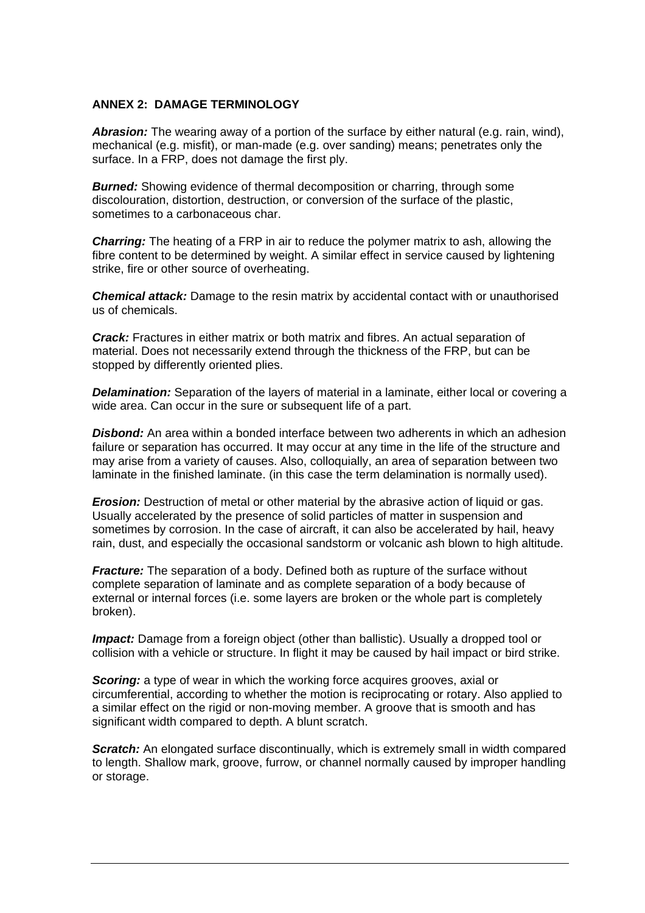**ANNEX 2: DAMAGE TERMINOLOGY**

***Abrasion:*** The wearing away of a portion of the surface by either natural (e.g. rain, wind), mechanical (e.g. misfit), or man-made (e.g. over sanding) means; penetrates only the surface. In a FRP, does not damage the first ply.

***Burned:*** Showing evidence of thermal decomposition or charring, through some discolouration, distortion, destruction, or conversion of the surface of the plastic, sometimes to a carbonaceous char.

***Charring:*** The heating of a FRP in air to reduce the polymer matrix to ash, allowing the fibre content to be determined by weight. A similar effect in service caused by lightening strike, fire or other source of overheating.

***Chemical attack:*** Damage to the resin matrix by accidental contact with or unauthorised us of chemicals.

***Crack:*** Fractures in either matrix or both matrix and fibres. An actual separation of material. Does not necessarily extend through the thickness of the FRP, but can be stopped by differently oriented plies.

***Delamination:*** Separation of the layers of material in a laminate, either local or covering a wide area. Can occur in the sure or subsequent life of a part.

***Disbond:*** An area within a bonded interface between two adherents in which an adhesion failure or separation has occurred. It may occur at any time in the life of the structure and may arise from a variety of causes. Also, colloquially, an area of separation between two laminate in the finished laminate. (in this case the term delamination is normally used).

***Erosion:*** Destruction of metal or other material by the abrasive action of liquid or gas. Usually accelerated by the presence of solid particles of matter in suspension and sometimes by corrosion. In the case of aircraft, it can also be accelerated by hail, heavy rain, dust, and especially the occasional sandstorm or volcanic ash blown to high altitude.

***Fracture:*** The separation of a body. Defined both as rupture of the surface without complete separation of laminate and as complete separation of a body because of external or internal forces (i.e. some layers are broken or the whole part is completely broken).

***Impact:*** Damage from a foreign object (other than ballistic). Usually a dropped tool or collision with a vehicle or structure. In flight it may be caused by hail impact or bird strike.

***Scoring:*** a type of wear in which the working force acquires grooves, axial or circumferential, according to whether the motion is reciprocating or rotary. Also applied to a similar effect on the rigid or non-moving member. A groove that is smooth and has significant width compared to depth. A blunt scratch.

***Scratch:*** An elongated surface discontinually, which is extremely small in width compared to length. Shallow mark, groove, furrow, or channel normally caused by improper handling or storage.